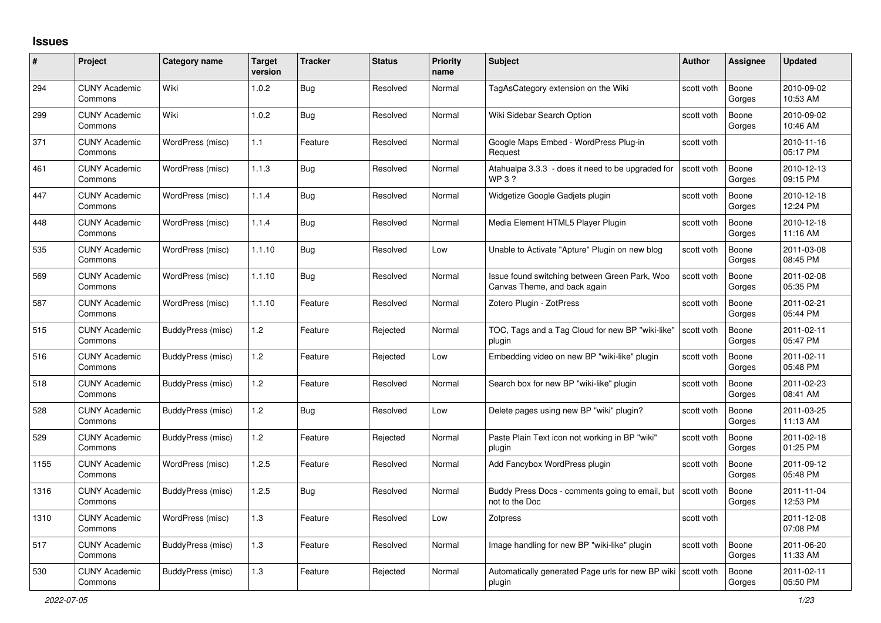# Issues

| # | Project | Category name | Target version | Tracker | Status | Priority name | Subject | Author | Assignee | Updated |
|---|---|---|---|---|---|---|---|---|---|---|
| 294 | CUNY Academic Commons | Wiki | 1.0.2 | Bug | Resolved | Normal | TagAsCategory extension on the Wiki | scott voth | Boone Gorges | 2010-09-02 10:53 AM |
| 299 | CUNY Academic Commons | Wiki | 1.0.2 | Bug | Resolved | Normal | Wiki Sidebar Search Option | scott voth | Boone Gorges | 2010-09-02 10:46 AM |
| 371 | CUNY Academic Commons | WordPress (misc) | 1.1 | Feature | Resolved | Normal | Google Maps Embed - WordPress Plug-in Request | scott voth | | 2010-11-16 05:17 PM |
| 461 | CUNY Academic Commons | WordPress (misc) | 1.1.3 | Bug | Resolved | Normal | Atahualpa 3.3.3 - does it need to be upgraded for WP 3 ? | scott voth | Boone Gorges | 2010-12-13 09:15 PM |
| 447 | CUNY Academic Commons | WordPress (misc) | 1.1.4 | Bug | Resolved | Normal | Widgetize Google Gadjets plugin | scott voth | Boone Gorges | 2010-12-18 12:24 PM |
| 448 | CUNY Academic Commons | WordPress (misc) | 1.1.4 | Bug | Resolved | Normal | Media Element HTML5 Player Plugin | scott voth | Boone Gorges | 2010-12-18 11:16 AM |
| 535 | CUNY Academic Commons | WordPress (misc) | 1.1.10 | Bug | Resolved | Low | Unable to Activate "Apture" Plugin on new blog | scott voth | Boone Gorges | 2011-03-08 08:45 PM |
| 569 | CUNY Academic Commons | WordPress (misc) | 1.1.10 | Bug | Resolved | Normal | Issue found switching between Green Park, Woo Canvas Theme, and back again | scott voth | Boone Gorges | 2011-02-08 05:35 PM |
| 587 | CUNY Academic Commons | WordPress (misc) | 1.1.10 | Feature | Resolved | Normal | Zotero Plugin - ZotPress | scott voth | Boone Gorges | 2011-02-21 05:44 PM |
| 515 | CUNY Academic Commons | BuddyPress (misc) | 1.2 | Feature | Rejected | Normal | TOC, Tags and a Tag Cloud for new BP "wiki-like" plugin | scott voth | Boone Gorges | 2011-02-11 05:47 PM |
| 516 | CUNY Academic Commons | BuddyPress (misc) | 1.2 | Feature | Rejected | Low | Embedding video on new BP "wiki-like" plugin | scott voth | Boone Gorges | 2011-02-11 05:48 PM |
| 518 | CUNY Academic Commons | BuddyPress (misc) | 1.2 | Feature | Resolved | Normal | Search box for new BP "wiki-like" plugin | scott voth | Boone Gorges | 2011-02-23 08:41 AM |
| 528 | CUNY Academic Commons | BuddyPress (misc) | 1.2 | Bug | Resolved | Low | Delete pages using new BP "wiki" plugin? | scott voth | Boone Gorges | 2011-03-25 11:13 AM |
| 529 | CUNY Academic Commons | BuddyPress (misc) | 1.2 | Feature | Rejected | Normal | Paste Plain Text icon not working in BP "wiki" plugin | scott voth | Boone Gorges | 2011-02-18 01:25 PM |
| 1155 | CUNY Academic Commons | WordPress (misc) | 1.2.5 | Feature | Resolved | Normal | Add Fancybox WordPress plugin | scott voth | Boone Gorges | 2011-09-12 05:48 PM |
| 1316 | CUNY Academic Commons | BuddyPress (misc) | 1.2.5 | Bug | Resolved | Normal | Buddy Press Docs - comments going to email, but not to the Doc | scott voth | Boone Gorges | 2011-11-04 12:53 PM |
| 1310 | CUNY Academic Commons | WordPress (misc) | 1.3 | Feature | Resolved | Low | Zotpress | scott voth | | 2011-12-08 07:08 PM |
| 517 | CUNY Academic Commons | BuddyPress (misc) | 1.3 | Feature | Resolved | Normal | Image handling for new BP "wiki-like" plugin | scott voth | Boone Gorges | 2011-06-20 11:33 AM |
| 530 | CUNY Academic Commons | BuddyPress (misc) | 1.3 | Feature | Rejected | Normal | Automatically generated Page urls for new BP wiki plugin | scott voth | Boone Gorges | 2011-02-11 05:50 PM |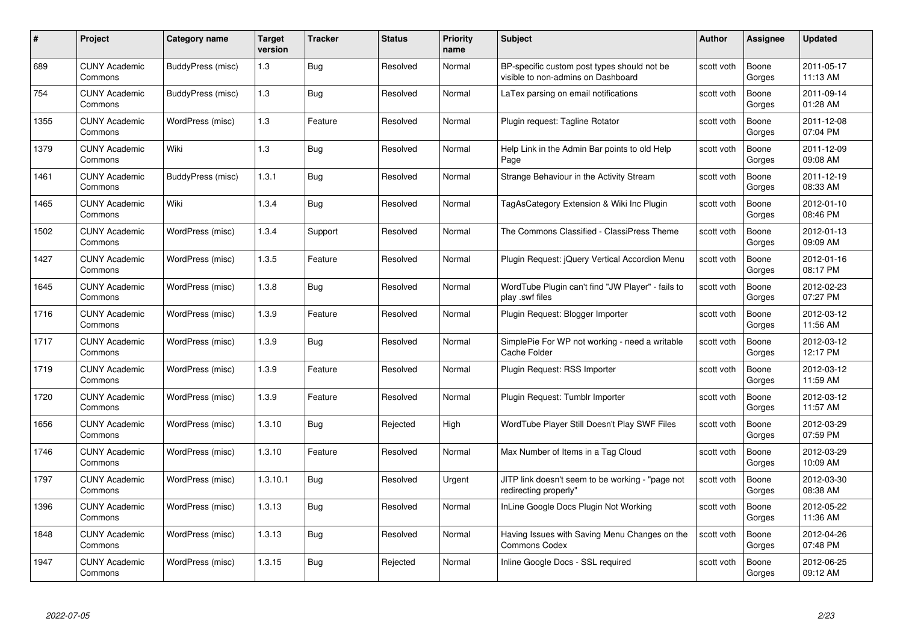| # | Project | Category name | Target version | Tracker | Status | Priority name | Subject | Author | Assignee | Updated |
|---|---|---|---|---|---|---|---|---|---|---|
| 689 | CUNY Academic Commons | BuddyPress (misc) | 1.3 | Bug | Resolved | Normal | BP-specific custom post types should not be visible to non-admins on Dashboard | scott voth | Boone Gorges | 2011-05-17 11:13 AM |
| 754 | CUNY Academic Commons | BuddyPress (misc) | 1.3 | Bug | Resolved | Normal | LaTex parsing on email notifications | scott voth | Boone Gorges | 2011-09-14 01:28 AM |
| 1355 | CUNY Academic Commons | WordPress (misc) | 1.3 | Feature | Resolved | Normal | Plugin request: Tagline Rotator | scott voth | Boone Gorges | 2011-12-08 07:04 PM |
| 1379 | CUNY Academic Commons | Wiki | 1.3 | Bug | Resolved | Normal | Help Link in the Admin Bar points to old Help Page | scott voth | Boone Gorges | 2011-12-09 09:08 AM |
| 1461 | CUNY Academic Commons | BuddyPress (misc) | 1.3.1 | Bug | Resolved | Normal | Strange Behaviour in the Activity Stream | scott voth | Boone Gorges | 2011-12-19 08:33 AM |
| 1465 | CUNY Academic Commons | Wiki | 1.3.4 | Bug | Resolved | Normal | TagAsCategory Extension & Wiki Inc Plugin | scott voth | Boone Gorges | 2012-01-10 08:46 PM |
| 1502 | CUNY Academic Commons | WordPress (misc) | 1.3.4 | Support | Resolved | Normal | The Commons Classified - ClassiPress Theme | scott voth | Boone Gorges | 2012-01-13 09:09 AM |
| 1427 | CUNY Academic Commons | WordPress (misc) | 1.3.5 | Feature | Resolved | Normal | Plugin Request: jQuery Vertical Accordion Menu | scott voth | Boone Gorges | 2012-01-16 08:17 PM |
| 1645 | CUNY Academic Commons | WordPress (misc) | 1.3.8 | Bug | Resolved | Normal | WordTube Plugin can't find "JW Player" - fails to play .swf files | scott voth | Boone Gorges | 2012-02-23 07:27 PM |
| 1716 | CUNY Academic Commons | WordPress (misc) | 1.3.9 | Feature | Resolved | Normal | Plugin Request: Blogger Importer | scott voth | Boone Gorges | 2012-03-12 11:56 AM |
| 1717 | CUNY Academic Commons | WordPress (misc) | 1.3.9 | Bug | Resolved | Normal | SimplePie For WP not working - need a writable Cache Folder | scott voth | Boone Gorges | 2012-03-12 12:17 PM |
| 1719 | CUNY Academic Commons | WordPress (misc) | 1.3.9 | Feature | Resolved | Normal | Plugin Request: RSS Importer | scott voth | Boone Gorges | 2012-03-12 11:59 AM |
| 1720 | CUNY Academic Commons | WordPress (misc) | 1.3.9 | Feature | Resolved | Normal | Plugin Request: Tumblr Importer | scott voth | Boone Gorges | 2012-03-12 11:57 AM |
| 1656 | CUNY Academic Commons | WordPress (misc) | 1.3.10 | Bug | Rejected | High | WordTube Player Still Doesn't Play SWF Files | scott voth | Boone Gorges | 2012-03-29 07:59 PM |
| 1746 | CUNY Academic Commons | WordPress (misc) | 1.3.10 | Feature | Resolved | Normal | Max Number of Items in a Tag Cloud | scott voth | Boone Gorges | 2012-03-29 10:09 AM |
| 1797 | CUNY Academic Commons | WordPress (misc) | 1.3.10.1 | Bug | Resolved | Urgent | JITP link doesn't seem to be working - "page not redirecting properly" | scott voth | Boone Gorges | 2012-03-30 08:38 AM |
| 1396 | CUNY Academic Commons | WordPress (misc) | 1.3.13 | Bug | Resolved | Normal | InLine Google Docs Plugin Not Working | scott voth | Boone Gorges | 2012-05-22 11:36 AM |
| 1848 | CUNY Academic Commons | WordPress (misc) | 1.3.13 | Bug | Resolved | Normal | Having Issues with Saving Menu Changes on the Commons Codex | scott voth | Boone Gorges | 2012-04-26 07:48 PM |
| 1947 | CUNY Academic Commons | WordPress (misc) | 1.3.15 | Bug | Rejected | Normal | Inline Google Docs - SSL required | scott voth | Boone Gorges | 2012-06-25 09:12 AM |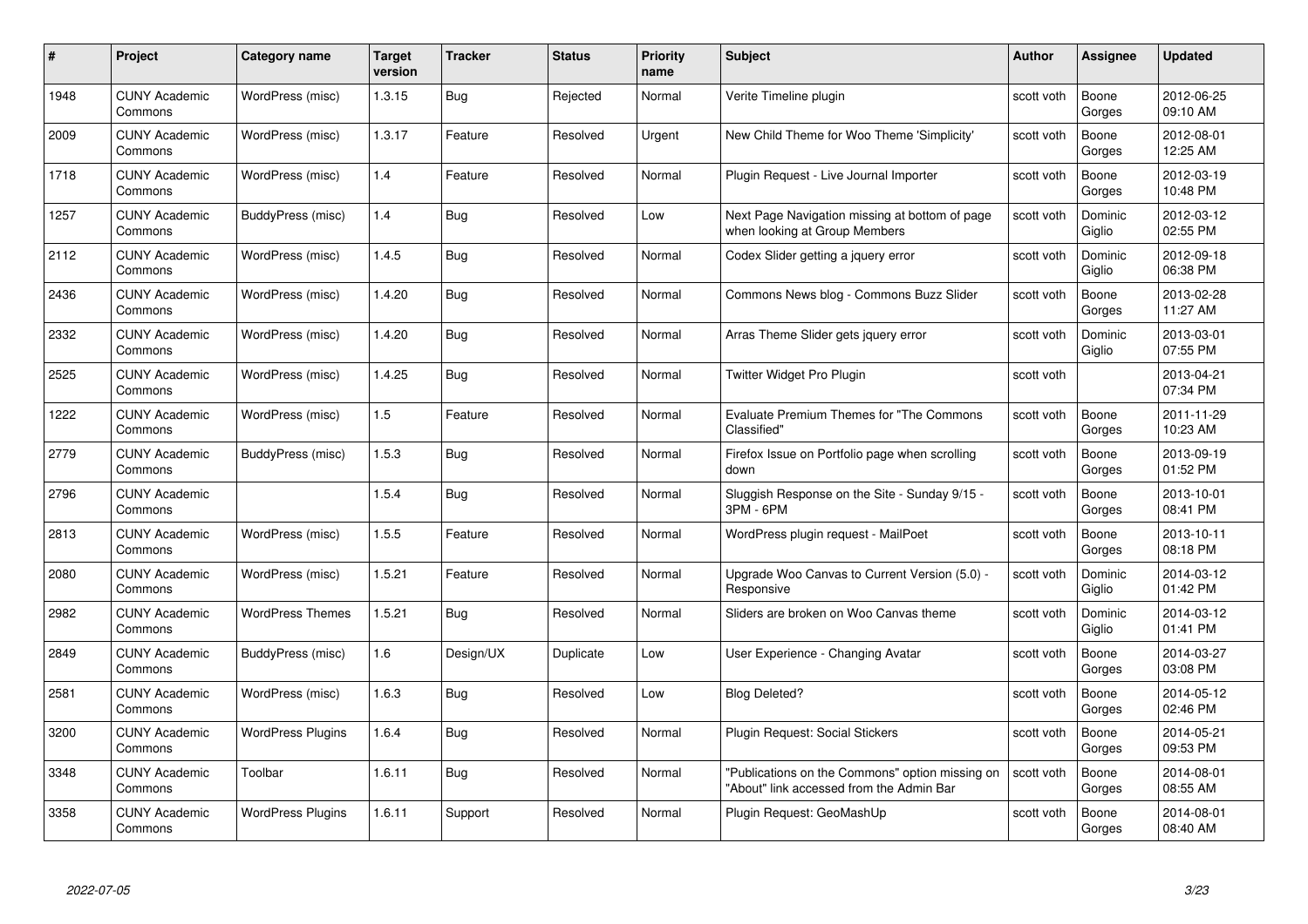| # | Project | Category name | Target version | Tracker | Status | Priority name | Subject | Author | Assignee | Updated |
|---|---|---|---|---|---|---|---|---|---|---|
| 1948 | CUNY Academic Commons | WordPress (misc) | 1.3.15 | Bug | Rejected | Normal | Verite Timeline plugin | scott voth | Boone Gorges | 2012-06-25 09:10 AM |
| 2009 | CUNY Academic Commons | WordPress (misc) | 1.3.17 | Feature | Resolved | Urgent | New Child Theme for Woo Theme 'Simplicity' | scott voth | Boone Gorges | 2012-08-01 12:25 AM |
| 1718 | CUNY Academic Commons | WordPress (misc) | 1.4 | Feature | Resolved | Normal | Plugin Request - Live Journal Importer | scott voth | Boone Gorges | 2012-03-19 10:48 PM |
| 1257 | CUNY Academic Commons | BuddyPress (misc) | 1.4 | Bug | Resolved | Low | Next Page Navigation missing at bottom of page when looking at Group Members | scott voth | Dominic Giglio | 2012-03-12 02:55 PM |
| 2112 | CUNY Academic Commons | WordPress (misc) | 1.4.5 | Bug | Resolved | Normal | Codex Slider getting a jquery error | scott voth | Dominic Giglio | 2012-09-18 06:38 PM |
| 2436 | CUNY Academic Commons | WordPress (misc) | 1.4.20 | Bug | Resolved | Normal | Commons News blog - Commons Buzz Slider | scott voth | Boone Gorges | 2013-02-28 11:27 AM |
| 2332 | CUNY Academic Commons | WordPress (misc) | 1.4.20 | Bug | Resolved | Normal | Arras Theme Slider gets jquery error | scott voth | Dominic Giglio | 2013-03-01 07:55 PM |
| 2525 | CUNY Academic Commons | WordPress (misc) | 1.4.25 | Bug | Resolved | Normal | Twitter Widget Pro Plugin | scott voth | | 2013-04-21 07:34 PM |
| 1222 | CUNY Academic Commons | WordPress (misc) | 1.5 | Feature | Resolved | Normal | Evaluate Premium Themes for "The Commons Classified" | scott voth | Boone Gorges | 2011-11-29 10:23 AM |
| 2779 | CUNY Academic Commons | BuddyPress (misc) | 1.5.3 | Bug | Resolved | Normal | Firefox Issue on Portfolio page when scrolling down | scott voth | Boone Gorges | 2013-09-19 01:52 PM |
| 2796 | CUNY Academic Commons | | 1.5.4 | Bug | Resolved | Normal | Sluggish Response on the Site - Sunday 9/15 - 3PM - 6PM | scott voth | Boone Gorges | 2013-10-01 08:41 PM |
| 2813 | CUNY Academic Commons | WordPress (misc) | 1.5.5 | Feature | Resolved | Normal | WordPress plugin request - MailPoet | scott voth | Boone Gorges | 2013-10-11 08:18 PM |
| 2080 | CUNY Academic Commons | WordPress (misc) | 1.5.21 | Feature | Resolved | Normal | Upgrade Woo Canvas to Current Version (5.0) - Responsive | scott voth | Dominic Giglio | 2014-03-12 01:42 PM |
| 2982 | CUNY Academic Commons | WordPress Themes | 1.5.21 | Bug | Resolved | Normal | Sliders are broken on Woo Canvas theme | scott voth | Dominic Giglio | 2014-03-12 01:41 PM |
| 2849 | CUNY Academic Commons | BuddyPress (misc) | 1.6 | Design/UX | Duplicate | Low | User Experience - Changing Avatar | scott voth | Boone Gorges | 2014-03-27 03:08 PM |
| 2581 | CUNY Academic Commons | WordPress (misc) | 1.6.3 | Bug | Resolved | Low | Blog Deleted? | scott voth | Boone Gorges | 2014-05-12 02:46 PM |
| 3200 | CUNY Academic Commons | WordPress Plugins | 1.6.4 | Bug | Resolved | Normal | Plugin Request: Social Stickers | scott voth | Boone Gorges | 2014-05-21 09:53 PM |
| 3348 | CUNY Academic Commons | Toolbar | 1.6.11 | Bug | Resolved | Normal | "Publications on the Commons" option missing on "About" link accessed from the Admin Bar | scott voth | Boone Gorges | 2014-08-01 08:55 AM |
| 3358 | CUNY Academic Commons | WordPress Plugins | 1.6.11 | Support | Resolved | Normal | Plugin Request: GeoMashUp | scott voth | Boone Gorges | 2014-08-01 08:40 AM |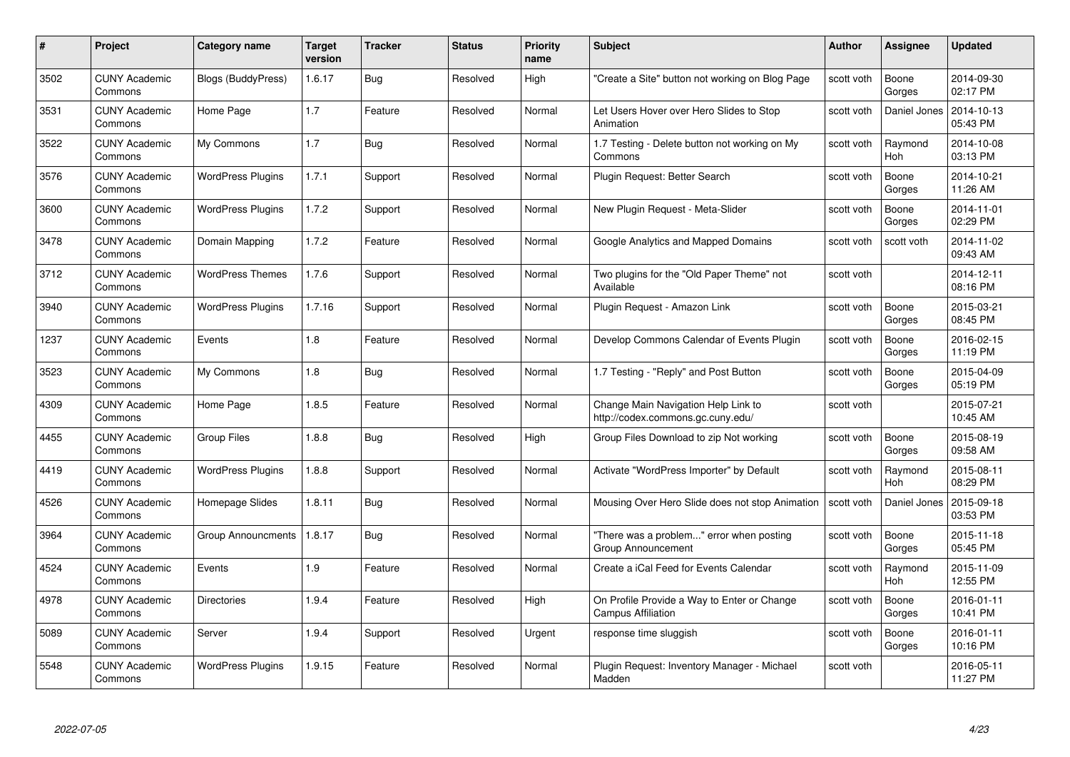| # | Project | Category name | Target version | Tracker | Status | Priority name | Subject | Author | Assignee | Updated |
|---|---|---|---|---|---|---|---|---|---|---|
| 3502 | CUNY Academic Commons | Blogs (BuddyPress) | 1.6.17 | Bug | Resolved | High | "Create a Site" button not working on Blog Page | scott voth | Boone Gorges | 2014-09-30 02:17 PM |
| 3531 | CUNY Academic Commons | Home Page | 1.7 | Feature | Resolved | Normal | Let Users Hover over Hero Slides to Stop Animation | scott voth | Daniel Jones | 2014-10-13 05:43 PM |
| 3522 | CUNY Academic Commons | My Commons | 1.7 | Bug | Resolved | Normal | 1.7 Testing - Delete button not working on My Commons | scott voth | Raymond Hoh | 2014-10-08 03:13 PM |
| 3576 | CUNY Academic Commons | WordPress Plugins | 1.7.1 | Support | Resolved | Normal | Plugin Request: Better Search | scott voth | Boone Gorges | 2014-10-21 11:26 AM |
| 3600 | CUNY Academic Commons | WordPress Plugins | 1.7.2 | Support | Resolved | Normal | New Plugin Request - Meta-Slider | scott voth | Boone Gorges | 2014-11-01 02:29 PM |
| 3478 | CUNY Academic Commons | Domain Mapping | 1.7.2 | Feature | Resolved | Normal | Google Analytics and Mapped Domains | scott voth | scott voth | 2014-11-02 09:43 AM |
| 3712 | CUNY Academic Commons | WordPress Themes | 1.7.6 | Support | Resolved | Normal | Two plugins for the "Old Paper Theme" not Available | scott voth | | 2014-12-11 08:16 PM |
| 3940 | CUNY Academic Commons | WordPress Plugins | 1.7.16 | Support | Resolved | Normal | Plugin Request - Amazon Link | scott voth | Boone Gorges | 2015-03-21 08:45 PM |
| 1237 | CUNY Academic Commons | Events | 1.8 | Feature | Resolved | Normal | Develop Commons Calendar of Events Plugin | scott voth | Boone Gorges | 2016-02-15 11:19 PM |
| 3523 | CUNY Academic Commons | My Commons | 1.8 | Bug | Resolved | Normal | 1.7 Testing - "Reply" and Post Button | scott voth | Boone Gorges | 2015-04-09 05:19 PM |
| 4309 | CUNY Academic Commons | Home Page | 1.8.5 | Feature | Resolved | Normal | Change Main Navigation Help Link to http://codex.commons.gc.cuny.edu/ | scott voth | | 2015-07-21 10:45 AM |
| 4455 | CUNY Academic Commons | Group Files | 1.8.8 | Bug | Resolved | High | Group Files Download to zip Not working | scott voth | Boone Gorges | 2015-08-19 09:58 AM |
| 4419 | CUNY Academic Commons | WordPress Plugins | 1.8.8 | Support | Resolved | Normal | Activate "WordPress Importer" by Default | scott voth | Raymond Hoh | 2015-08-11 08:29 PM |
| 4526 | CUNY Academic Commons | Homepage Slides | 1.8.11 | Bug | Resolved | Normal | Mousing Over Hero Slide does not stop Animation | scott voth | Daniel Jones | 2015-09-18 03:53 PM |
| 3964 | CUNY Academic Commons | Group Announcments | 1.8.17 | Bug | Resolved | Normal | "There was a problem..." error when posting Group Announcement | scott voth | Boone Gorges | 2015-11-18 05:45 PM |
| 4524 | CUNY Academic Commons | Events | 1.9 | Feature | Resolved | Normal | Create a iCal Feed for Events Calendar | scott voth | Raymond Hoh | 2015-11-09 12:55 PM |
| 4978 | CUNY Academic Commons | Directories | 1.9.4 | Feature | Resolved | High | On Profile Provide a Way to Enter or Change Campus Affiliation | scott voth | Boone Gorges | 2016-01-11 10:41 PM |
| 5089 | CUNY Academic Commons | Server | 1.9.4 | Support | Resolved | Urgent | response time sluggish | scott voth | Boone Gorges | 2016-01-11 10:16 PM |
| 5548 | CUNY Academic Commons | WordPress Plugins | 1.9.15 | Feature | Resolved | Normal | Plugin Request: Inventory Manager - Michael Madden | scott voth | | 2016-05-11 11:27 PM |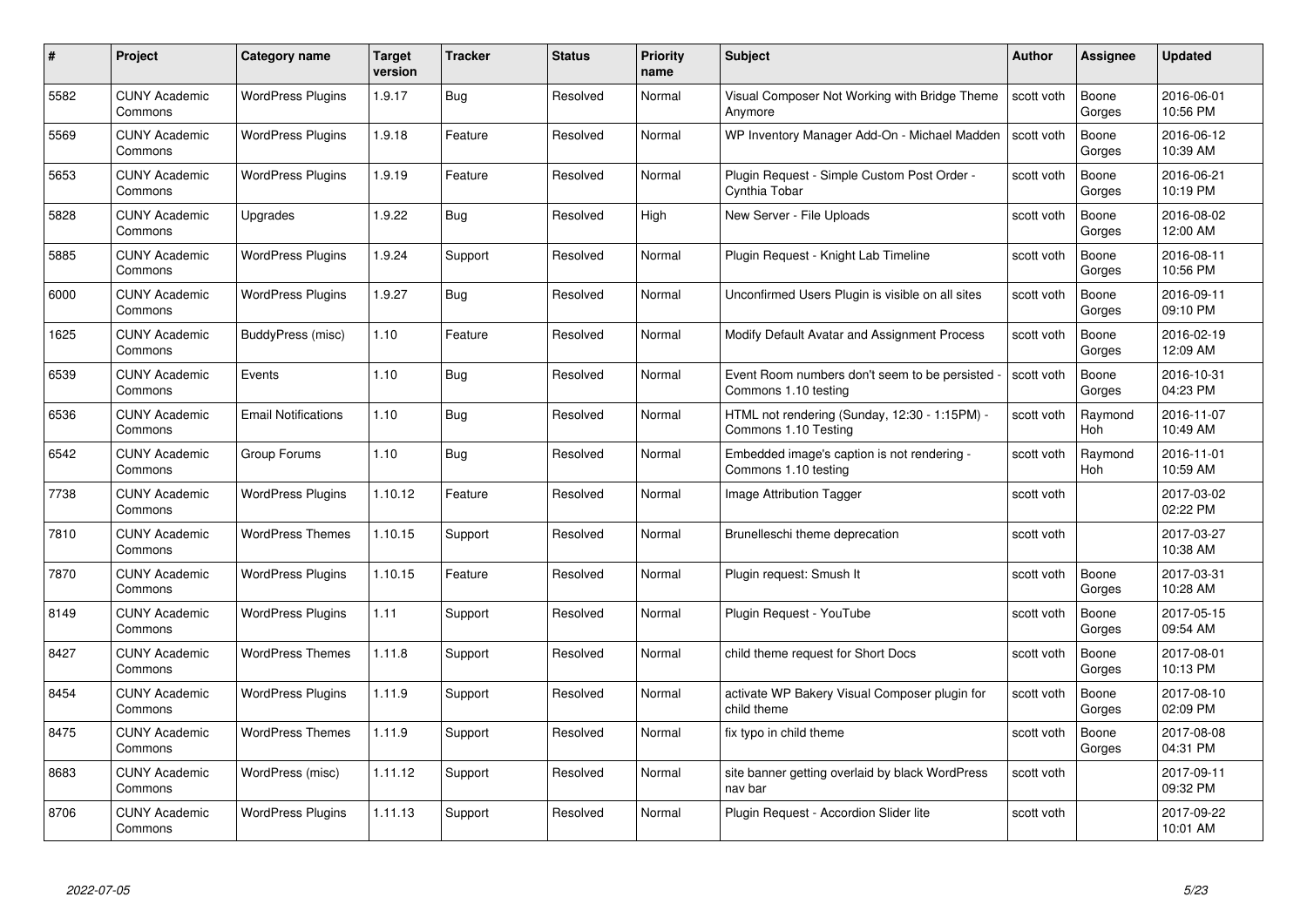| # | Project | Category name | Target version | Tracker | Status | Priority name | Subject | Author | Assignee | Updated |
|---|---|---|---|---|---|---|---|---|---|---|
| 5582 | CUNY Academic Commons | WordPress Plugins | 1.9.17 | Bug | Resolved | Normal | Visual Composer Not Working with Bridge Theme Anymore | scott voth | Boone Gorges | 2016-06-01 10:56 PM |
| 5569 | CUNY Academic Commons | WordPress Plugins | 1.9.18 | Feature | Resolved | Normal | WP Inventory Manager Add-On - Michael Madden | scott voth | Boone Gorges | 2016-06-12 10:39 AM |
| 5653 | CUNY Academic Commons | WordPress Plugins | 1.9.19 | Feature | Resolved | Normal | Plugin Request - Simple Custom Post Order - Cynthia Tobar | scott voth | Boone Gorges | 2016-06-21 10:19 PM |
| 5828 | CUNY Academic Commons | Upgrades | 1.9.22 | Bug | Resolved | High | New Server - File Uploads | scott voth | Boone Gorges | 2016-08-02 12:00 AM |
| 5885 | CUNY Academic Commons | WordPress Plugins | 1.9.24 | Support | Resolved | Normal | Plugin Request - Knight Lab Timeline | scott voth | Boone Gorges | 2016-08-11 10:56 PM |
| 6000 | CUNY Academic Commons | WordPress Plugins | 1.9.27 | Bug | Resolved | Normal | Unconfirmed Users Plugin is visible on all sites | scott voth | Boone Gorges | 2016-09-11 09:10 PM |
| 1625 | CUNY Academic Commons | BuddyPress (misc) | 1.10 | Feature | Resolved | Normal | Modify Default Avatar and Assignment Process | scott voth | Boone Gorges | 2016-02-19 12:09 AM |
| 6539 | CUNY Academic Commons | Events | 1.10 | Bug | Resolved | Normal | Event Room numbers don't seem to be persisted - Commons 1.10 testing | scott voth | Boone Gorges | 2016-10-31 04:23 PM |
| 6536 | CUNY Academic Commons | Email Notifications | 1.10 | Bug | Resolved | Normal | HTML not rendering (Sunday, 12:30 - 1:15PM) - Commons 1.10 Testing | scott voth | Raymond Hoh | 2016-11-07 10:49 AM |
| 6542 | CUNY Academic Commons | Group Forums | 1.10 | Bug | Resolved | Normal | Embedded image's caption is not rendering - Commons 1.10 testing | scott voth | Raymond Hoh | 2016-11-01 10:59 AM |
| 7738 | CUNY Academic Commons | WordPress Plugins | 1.10.12 | Feature | Resolved | Normal | Image Attribution Tagger | scott voth | | 2017-03-02 02:22 PM |
| 7810 | CUNY Academic Commons | WordPress Themes | 1.10.15 | Support | Resolved | Normal | Brunelleschi theme deprecation | scott voth | | 2017-03-27 10:38 AM |
| 7870 | CUNY Academic Commons | WordPress Plugins | 1.10.15 | Feature | Resolved | Normal | Plugin request: Smush It | scott voth | Boone Gorges | 2017-03-31 10:28 AM |
| 8149 | CUNY Academic Commons | WordPress Plugins | 1.11 | Support | Resolved | Normal | Plugin Request - YouTube | scott voth | Boone Gorges | 2017-05-15 09:54 AM |
| 8427 | CUNY Academic Commons | WordPress Themes | 1.11.8 | Support | Resolved | Normal | child theme request for Short Docs | scott voth | Boone Gorges | 2017-08-01 10:13 PM |
| 8454 | CUNY Academic Commons | WordPress Plugins | 1.11.9 | Support | Resolved | Normal | activate WP Bakery Visual Composer plugin for child theme | scott voth | Boone Gorges | 2017-08-10 02:09 PM |
| 8475 | CUNY Academic Commons | WordPress Themes | 1.11.9 | Support | Resolved | Normal | fix typo in child theme | scott voth | Boone Gorges | 2017-08-08 04:31 PM |
| 8683 | CUNY Academic Commons | WordPress (misc) | 1.11.12 | Support | Resolved | Normal | site banner getting overlaid by black WordPress nav bar | scott voth | | 2017-09-11 09:32 PM |
| 8706 | CUNY Academic Commons | WordPress Plugins | 1.11.13 | Support | Resolved | Normal | Plugin Request - Accordion Slider lite | scott voth | | 2017-09-22 10:01 AM |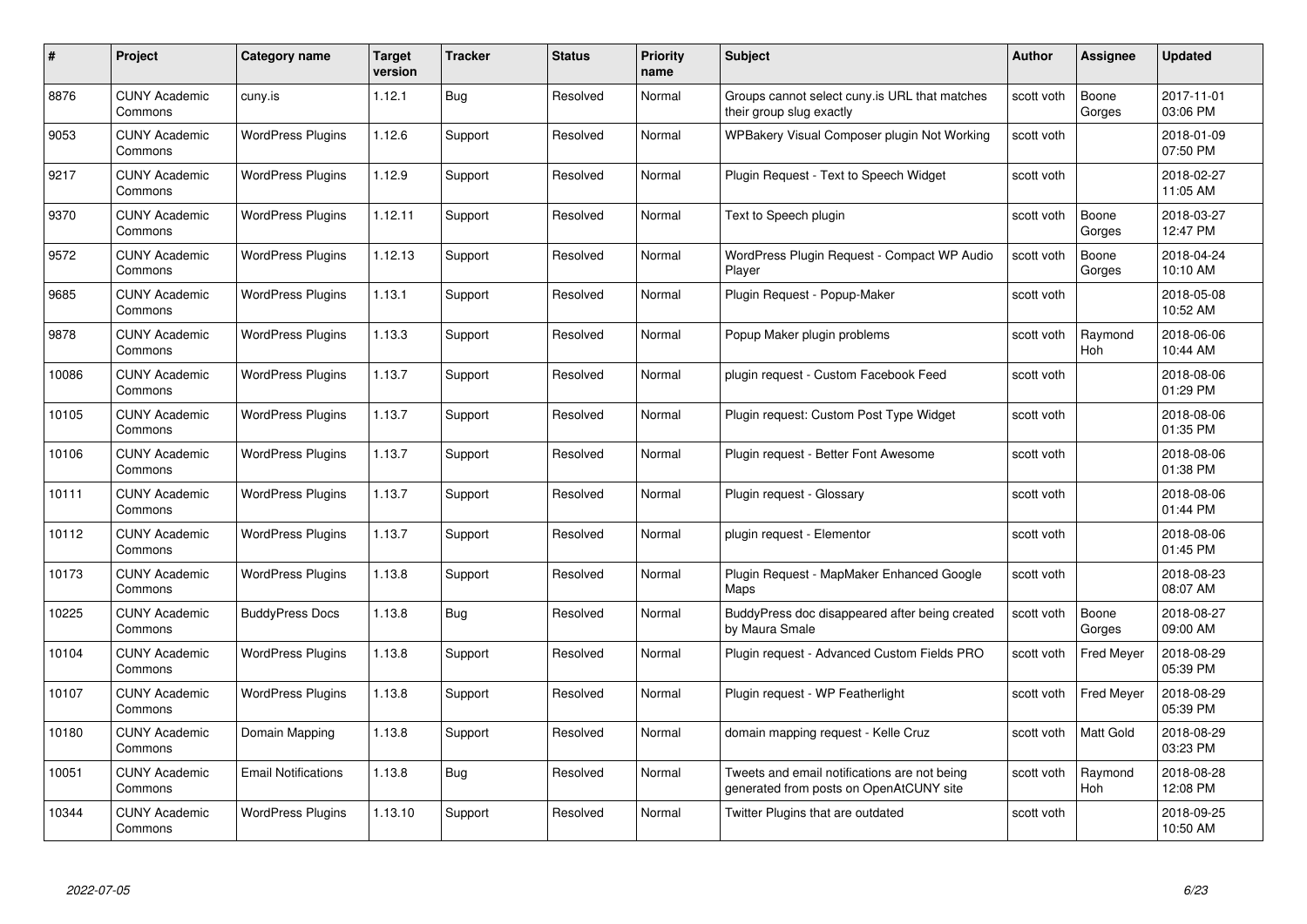| # | Project | Category name | Target version | Tracker | Status | Priority name | Subject | Author | Assignee | Updated |
|---|---|---|---|---|---|---|---|---|---|---|
| 8876 | CUNY Academic Commons | cuny.is | 1.12.1 | Bug | Resolved | Normal | Groups cannot select cuny.is URL that matches their group slug exactly | scott voth | Boone Gorges | 2017-11-01 03:06 PM |
| 9053 | CUNY Academic Commons | WordPress Plugins | 1.12.6 | Support | Resolved | Normal | WPBakery Visual Composer plugin Not Working | scott voth | | 2018-01-09 07:50 PM |
| 9217 | CUNY Academic Commons | WordPress Plugins | 1.12.9 | Support | Resolved | Normal | Plugin Request - Text to Speech Widget | scott voth | | 2018-02-27 11:05 AM |
| 9370 | CUNY Academic Commons | WordPress Plugins | 1.12.11 | Support | Resolved | Normal | Text to Speech plugin | scott voth | Boone Gorges | 2018-03-27 12:47 PM |
| 9572 | CUNY Academic Commons | WordPress Plugins | 1.12.13 | Support | Resolved | Normal | WordPress Plugin Request - Compact WP Audio Player | scott voth | Boone Gorges | 2018-04-24 10:10 AM |
| 9685 | CUNY Academic Commons | WordPress Plugins | 1.13.1 | Support | Resolved | Normal | Plugin Request - Popup-Maker | scott voth | | 2018-05-08 10:52 AM |
| 9878 | CUNY Academic Commons | WordPress Plugins | 1.13.3 | Support | Resolved | Normal | Popup Maker plugin problems | scott voth | Raymond Hoh | 2018-06-06 10:44 AM |
| 10086 | CUNY Academic Commons | WordPress Plugins | 1.13.7 | Support | Resolved | Normal | plugin request - Custom Facebook Feed | scott voth | | 2018-08-06 01:29 PM |
| 10105 | CUNY Academic Commons | WordPress Plugins | 1.13.7 | Support | Resolved | Normal | Plugin request: Custom Post Type Widget | scott voth | | 2018-08-06 01:35 PM |
| 10106 | CUNY Academic Commons | WordPress Plugins | 1.13.7 | Support | Resolved | Normal | Plugin request - Better Font Awesome | scott voth | | 2018-08-06 01:38 PM |
| 10111 | CUNY Academic Commons | WordPress Plugins | 1.13.7 | Support | Resolved | Normal | Plugin request - Glossary | scott voth | | 2018-08-06 01:44 PM |
| 10112 | CUNY Academic Commons | WordPress Plugins | 1.13.7 | Support | Resolved | Normal | plugin request - Elementor | scott voth | | 2018-08-06 01:45 PM |
| 10173 | CUNY Academic Commons | WordPress Plugins | 1.13.8 | Support | Resolved | Normal | Plugin Request - MapMaker Enhanced Google Maps | scott voth | | 2018-08-23 08:07 AM |
| 10225 | CUNY Academic Commons | BuddyPress Docs | 1.13.8 | Bug | Resolved | Normal | BuddyPress doc disappeared after being created by Maura Smale | scott voth | Boone Gorges | 2018-08-27 09:00 AM |
| 10104 | CUNY Academic Commons | WordPress Plugins | 1.13.8 | Support | Resolved | Normal | Plugin request - Advanced Custom Fields PRO | scott voth | Fred Meyer | 2018-08-29 05:39 PM |
| 10107 | CUNY Academic Commons | WordPress Plugins | 1.13.8 | Support | Resolved | Normal | Plugin request - WP Featherlight | scott voth | Fred Meyer | 2018-08-29 05:39 PM |
| 10180 | CUNY Academic Commons | Domain Mapping | 1.13.8 | Support | Resolved | Normal | domain mapping request - Kelle Cruz | scott voth | Matt Gold | 2018-08-29 03:23 PM |
| 10051 | CUNY Academic Commons | Email Notifications | 1.13.8 | Bug | Resolved | Normal | Tweets and email notifications are not being generated from posts on OpenAtCUNY site | scott voth | Raymond Hoh | 2018-08-28 12:08 PM |
| 10344 | CUNY Academic Commons | WordPress Plugins | 1.13.10 | Support | Resolved | Normal | Twitter Plugins that are outdated | scott voth | | 2018-09-25 10:50 AM |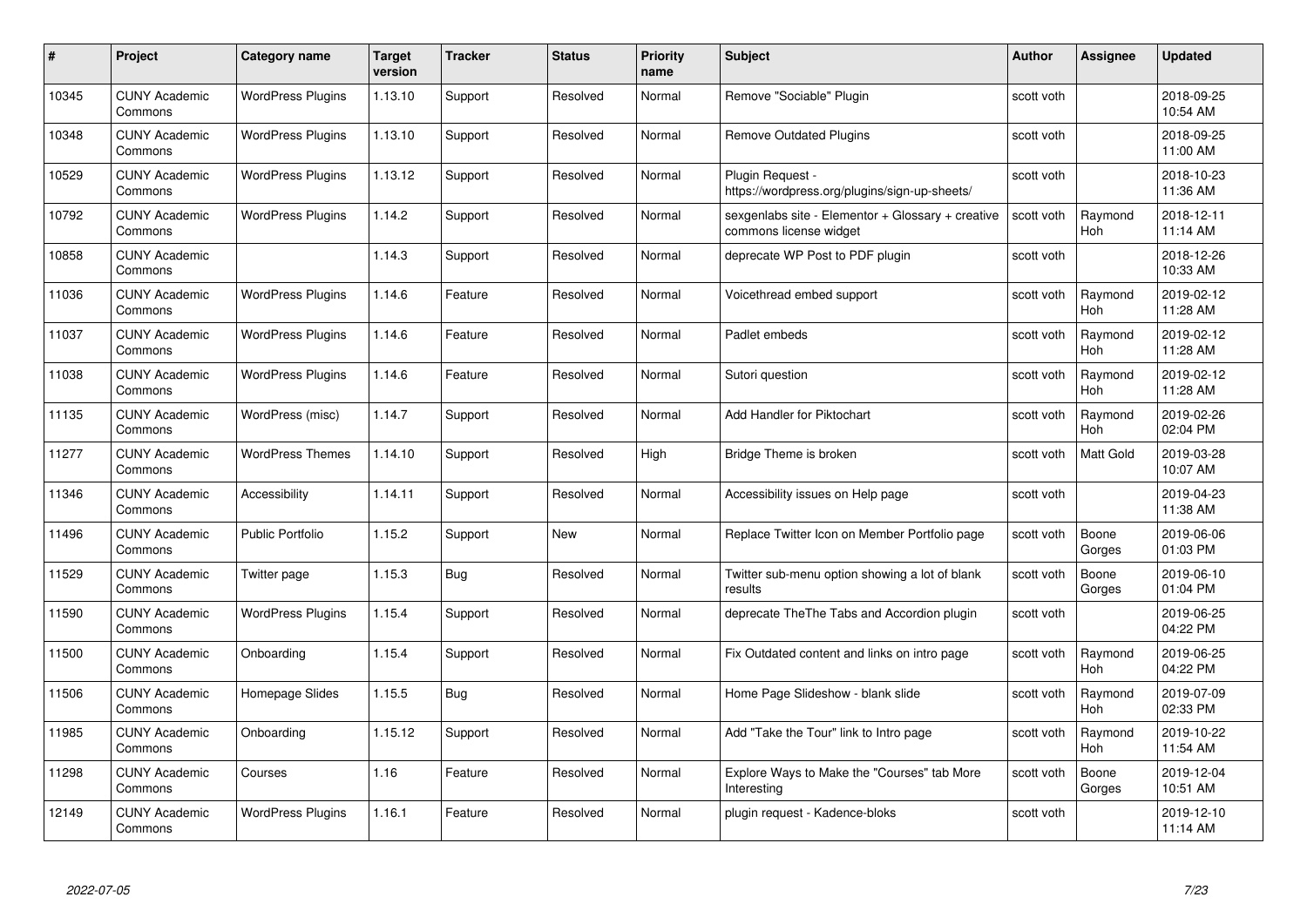| # | Project | Category name | Target version | Tracker | Status | Priority name | Subject | Author | Assignee | Updated |
|---|---|---|---|---|---|---|---|---|---|---|
| 10345 | CUNY Academic Commons | WordPress Plugins | 1.13.10 | Support | Resolved | Normal | Remove "Sociable" Plugin | scott voth | | 2018-09-25 10:54 AM |
| 10348 | CUNY Academic Commons | WordPress Plugins | 1.13.10 | Support | Resolved | Normal | Remove Outdated Plugins | scott voth | | 2018-09-25 11:00 AM |
| 10529 | CUNY Academic Commons | WordPress Plugins | 1.13.12 | Support | Resolved | Normal | Plugin Request - https://wordpress.org/plugins/sign-up-sheets/ | scott voth | | 2018-10-23 11:36 AM |
| 10792 | CUNY Academic Commons | WordPress Plugins | 1.14.2 | Support | Resolved | Normal | sexgenlabs site - Elementor + Glossary + creative commons license widget | scott voth | Raymond Hoh | 2018-12-11 11:14 AM |
| 10858 | CUNY Academic Commons | | 1.14.3 | Support | Resolved | Normal | deprecate WP Post to PDF plugin | scott voth | | 2018-12-26 10:33 AM |
| 11036 | CUNY Academic Commons | WordPress Plugins | 1.14.6 | Feature | Resolved | Normal | Voicethread embed support | scott voth | Raymond Hoh | 2019-02-12 11:28 AM |
| 11037 | CUNY Academic Commons | WordPress Plugins | 1.14.6 | Feature | Resolved | Normal | Padlet embeds | scott voth | Raymond Hoh | 2019-02-12 11:28 AM |
| 11038 | CUNY Academic Commons | WordPress Plugins | 1.14.6 | Feature | Resolved | Normal | Sutori question | scott voth | Raymond Hoh | 2019-02-12 11:28 AM |
| 11135 | CUNY Academic Commons | WordPress (misc) | 1.14.7 | Support | Resolved | Normal | Add Handler for Piktochart | scott voth | Raymond Hoh | 2019-02-26 02:04 PM |
| 11277 | CUNY Academic Commons | WordPress Themes | 1.14.10 | Support | Resolved | High | Bridge Theme is broken | scott voth | Matt Gold | 2019-03-28 10:07 AM |
| 11346 | CUNY Academic Commons | Accessibility | 1.14.11 | Support | Resolved | Normal | Accessibility issues on Help page | scott voth | | 2019-04-23 11:38 AM |
| 11496 | CUNY Academic Commons | Public Portfolio | 1.15.2 | Support | New | Normal | Replace Twitter Icon on Member Portfolio page | scott voth | Boone Gorges | 2019-06-06 01:03 PM |
| 11529 | CUNY Academic Commons | Twitter page | 1.15.3 | Bug | Resolved | Normal | Twitter sub-menu option showing a lot of blank results | scott voth | Boone Gorges | 2019-06-10 01:04 PM |
| 11590 | CUNY Academic Commons | WordPress Plugins | 1.15.4 | Support | Resolved | Normal | deprecate TheThe Tabs and Accordion plugin | scott voth | | 2019-06-25 04:22 PM |
| 11500 | CUNY Academic Commons | Onboarding | 1.15.4 | Support | Resolved | Normal | Fix Outdated content and links on intro page | scott voth | Raymond Hoh | 2019-06-25 04:22 PM |
| 11506 | CUNY Academic Commons | Homepage Slides | 1.15.5 | Bug | Resolved | Normal | Home Page Slideshow - blank slide | scott voth | Raymond Hoh | 2019-07-09 02:33 PM |
| 11985 | CUNY Academic Commons | Onboarding | 1.15.12 | Support | Resolved | Normal | Add "Take the Tour" link to Intro page | scott voth | Raymond Hoh | 2019-10-22 11:54 AM |
| 11298 | CUNY Academic Commons | Courses | 1.16 | Feature | Resolved | Normal | Explore Ways to Make the "Courses" tab More Interesting | scott voth | Boone Gorges | 2019-12-04 10:51 AM |
| 12149 | CUNY Academic Commons | WordPress Plugins | 1.16.1 | Feature | Resolved | Normal | plugin request - Kadence-bloks | scott voth | | 2019-12-10 11:14 AM |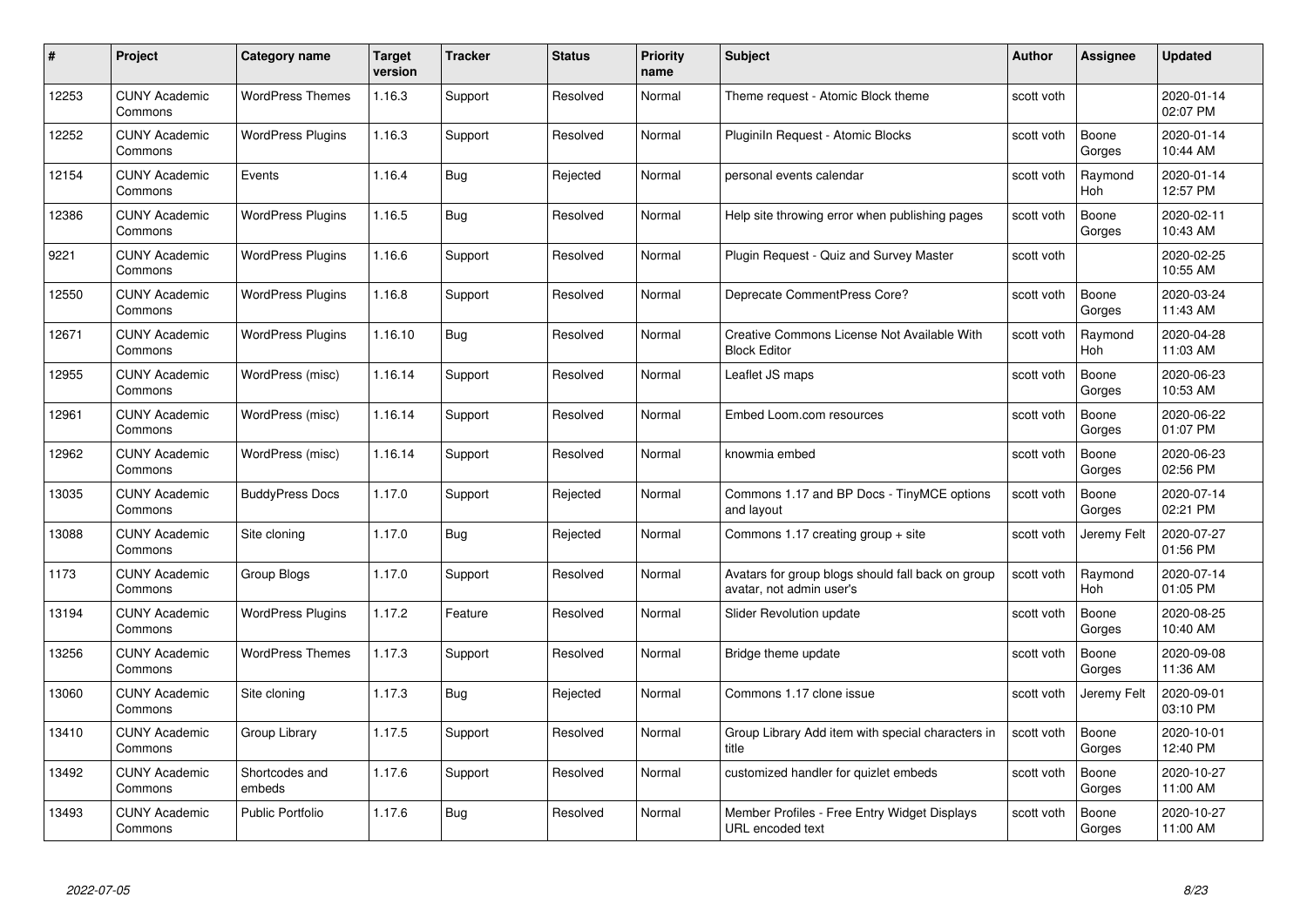| # | Project | Category name | Target version | Tracker | Status | Priority name | Subject | Author | Assignee | Updated |
|---|---|---|---|---|---|---|---|---|---|---|
| 12253 | CUNY Academic Commons | WordPress Themes | 1.16.3 | Support | Resolved | Normal | Theme request - Atomic Block theme | scott voth | | 2020-01-14 02:07 PM |
| 12252 | CUNY Academic Commons | WordPress Plugins | 1.16.3 | Support | Resolved | Normal | Pluginln Request - Atomic Blocks | scott voth | Boone Gorges | 2020-01-14 10:44 AM |
| 12154 | CUNY Academic Commons | Events | 1.16.4 | Bug | Rejected | Normal | personal events calendar | scott voth | Raymond Hoh | 2020-01-14 12:57 PM |
| 12386 | CUNY Academic Commons | WordPress Plugins | 1.16.5 | Bug | Resolved | Normal | Help site throwing error when publishing pages | scott voth | Boone Gorges | 2020-02-11 10:43 AM |
| 9221 | CUNY Academic Commons | WordPress Plugins | 1.16.6 | Support | Resolved | Normal | Plugin Request - Quiz and Survey Master | scott voth | | 2020-02-25 10:55 AM |
| 12550 | CUNY Academic Commons | WordPress Plugins | 1.16.8 | Support | Resolved | Normal | Deprecate CommentPress Core? | scott voth | Boone Gorges | 2020-03-24 11:43 AM |
| 12671 | CUNY Academic Commons | WordPress Plugins | 1.16.10 | Bug | Resolved | Normal | Creative Commons License Not Available With Block Editor | scott voth | Raymond Hoh | 2020-04-28 11:03 AM |
| 12955 | CUNY Academic Commons | WordPress (misc) | 1.16.14 | Support | Resolved | Normal | Leaflet JS maps | scott voth | Boone Gorges | 2020-06-23 10:53 AM |
| 12961 | CUNY Academic Commons | WordPress (misc) | 1.16.14 | Support | Resolved | Normal | Embed Loom.com resources | scott voth | Boone Gorges | 2020-06-22 01:07 PM |
| 12962 | CUNY Academic Commons | WordPress (misc) | 1.16.14 | Support | Resolved | Normal | knowmia embed | scott voth | Boone Gorges | 2020-06-23 02:56 PM |
| 13035 | CUNY Academic Commons | BuddyPress Docs | 1.17.0 | Support | Rejected | Normal | Commons 1.17 and BP Docs - TinyMCE options and layout | scott voth | Boone Gorges | 2020-07-14 02:21 PM |
| 13088 | CUNY Academic Commons | Site cloning | 1.17.0 | Bug | Rejected | Normal | Commons 1.17 creating group + site | scott voth | Jeremy Felt | 2020-07-27 01:56 PM |
| 1173 | CUNY Academic Commons | Group Blogs | 1.17.0 | Support | Resolved | Normal | Avatars for group blogs should fall back on group avatar, not admin user's | scott voth | Raymond Hoh | 2020-07-14 01:05 PM |
| 13194 | CUNY Academic Commons | WordPress Plugins | 1.17.2 | Feature | Resolved | Normal | Slider Revolution update | scott voth | Boone Gorges | 2020-08-25 10:40 AM |
| 13256 | CUNY Academic Commons | WordPress Themes | 1.17.3 | Support | Resolved | Normal | Bridge theme update | scott voth | Boone Gorges | 2020-09-08 11:36 AM |
| 13060 | CUNY Academic Commons | Site cloning | 1.17.3 | Bug | Rejected | Normal | Commons 1.17 clone issue | scott voth | Jeremy Felt | 2020-09-01 03:10 PM |
| 13410 | CUNY Academic Commons | Group Library | 1.17.5 | Support | Resolved | Normal | Group Library Add item with special characters in title | scott voth | Boone Gorges | 2020-10-01 12:40 PM |
| 13492 | CUNY Academic Commons | Shortcodes and embeds | 1.17.6 | Support | Resolved | Normal | customized handler for quizlet embeds | scott voth | Boone Gorges | 2020-10-27 11:00 AM |
| 13493 | CUNY Academic Commons | Public Portfolio | 1.17.6 | Bug | Resolved | Normal | Member Profiles - Free Entry Widget Displays URL encoded text | scott voth | Boone Gorges | 2020-10-27 11:00 AM |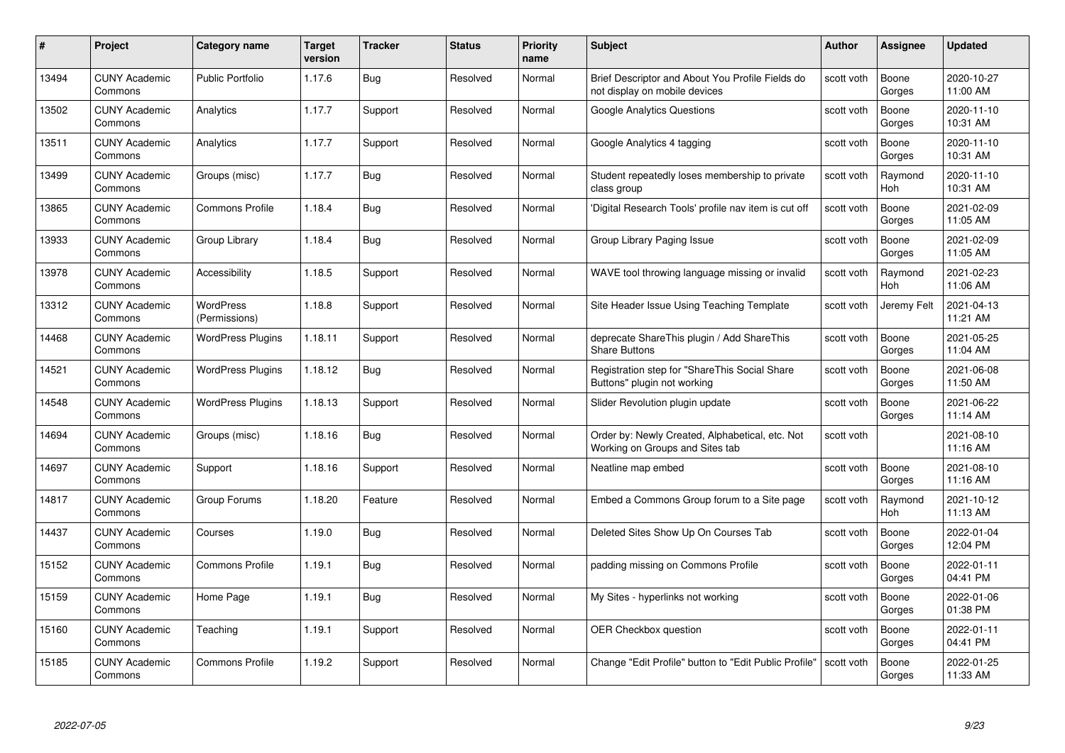| # | Project | Category name | Target version | Tracker | Status | Priority name | Subject | Author | Assignee | Updated |
|---|---|---|---|---|---|---|---|---|---|---|
| 13494 | CUNY Academic Commons | Public Portfolio | 1.17.6 | Bug | Resolved | Normal | Brief Descriptor and About You Profile Fields do not display on mobile devices | scott voth | Boone Gorges | 2020-10-27 11:00 AM |
| 13502 | CUNY Academic Commons | Analytics | 1.17.7 | Support | Resolved | Normal | Google Analytics Questions | scott voth | Boone Gorges | 2020-11-10 10:31 AM |
| 13511 | CUNY Academic Commons | Analytics | 1.17.7 | Support | Resolved | Normal | Google Analytics 4 tagging | scott voth | Boone Gorges | 2020-11-10 10:31 AM |
| 13499 | CUNY Academic Commons | Groups (misc) | 1.17.7 | Bug | Resolved | Normal | Student repeatedly loses membership to private class group | scott voth | Raymond Hoh | 2020-11-10 10:31 AM |
| 13865 | CUNY Academic Commons | Commons Profile | 1.18.4 | Bug | Resolved | Normal | 'Digital Research Tools' profile nav item is cut off | scott voth | Boone Gorges | 2021-02-09 11:05 AM |
| 13933 | CUNY Academic Commons | Group Library | 1.18.4 | Bug | Resolved | Normal | Group Library Paging Issue | scott voth | Boone Gorges | 2021-02-09 11:05 AM |
| 13978 | CUNY Academic Commons | Accessibility | 1.18.5 | Support | Resolved | Normal | WAVE tool throwing language missing or invalid | scott voth | Raymond Hoh | 2021-02-23 11:06 AM |
| 13312 | CUNY Academic Commons | WordPress (Permissions) | 1.18.8 | Support | Resolved | Normal | Site Header Issue Using Teaching Template | scott voth | Jeremy Felt | 2021-04-13 11:21 AM |
| 14468 | CUNY Academic Commons | WordPress Plugins | 1.18.11 | Support | Resolved | Normal | deprecate ShareThis plugin / Add ShareThis Share Buttons | scott voth | Boone Gorges | 2021-05-25 11:04 AM |
| 14521 | CUNY Academic Commons | WordPress Plugins | 1.18.12 | Bug | Resolved | Normal | Registration step for "ShareThis Social Share Buttons" plugin not working | scott voth | Boone Gorges | 2021-06-08 11:50 AM |
| 14548 | CUNY Academic Commons | WordPress Plugins | 1.18.13 | Support | Resolved | Normal | Slider Revolution plugin update | scott voth | Boone Gorges | 2021-06-22 11:14 AM |
| 14694 | CUNY Academic Commons | Groups (misc) | 1.18.16 | Bug | Resolved | Normal | Order by: Newly Created, Alphabetical, etc. Not Working on Groups and Sites tab | scott voth | | 2021-08-10 11:16 AM |
| 14697 | CUNY Academic Commons | Support | 1.18.16 | Support | Resolved | Normal | Neatline map embed | scott voth | Boone Gorges | 2021-08-10 11:16 AM |
| 14817 | CUNY Academic Commons | Group Forums | 1.18.20 | Feature | Resolved | Normal | Embed a Commons Group forum to a Site page | scott voth | Raymond Hoh | 2021-10-12 11:13 AM |
| 14437 | CUNY Academic Commons | Courses | 1.19.0 | Bug | Resolved | Normal | Deleted Sites Show Up On Courses Tab | scott voth | Boone Gorges | 2022-01-04 12:04 PM |
| 15152 | CUNY Academic Commons | Commons Profile | 1.19.1 | Bug | Resolved | Normal | padding missing on Commons Profile | scott voth | Boone Gorges | 2022-01-11 04:41 PM |
| 15159 | CUNY Academic Commons | Home Page | 1.19.1 | Bug | Resolved | Normal | My Sites - hyperlinks not working | scott voth | Boone Gorges | 2022-01-06 01:38 PM |
| 15160 | CUNY Academic Commons | Teaching | 1.19.1 | Support | Resolved | Normal | OER Checkbox question | scott voth | Boone Gorges | 2022-01-11 04:41 PM |
| 15185 | CUNY Academic Commons | Commons Profile | 1.19.2 | Support | Resolved | Normal | Change "Edit Profile" button to "Edit Public Profile" | scott voth | Boone Gorges | 2022-01-25 11:33 AM |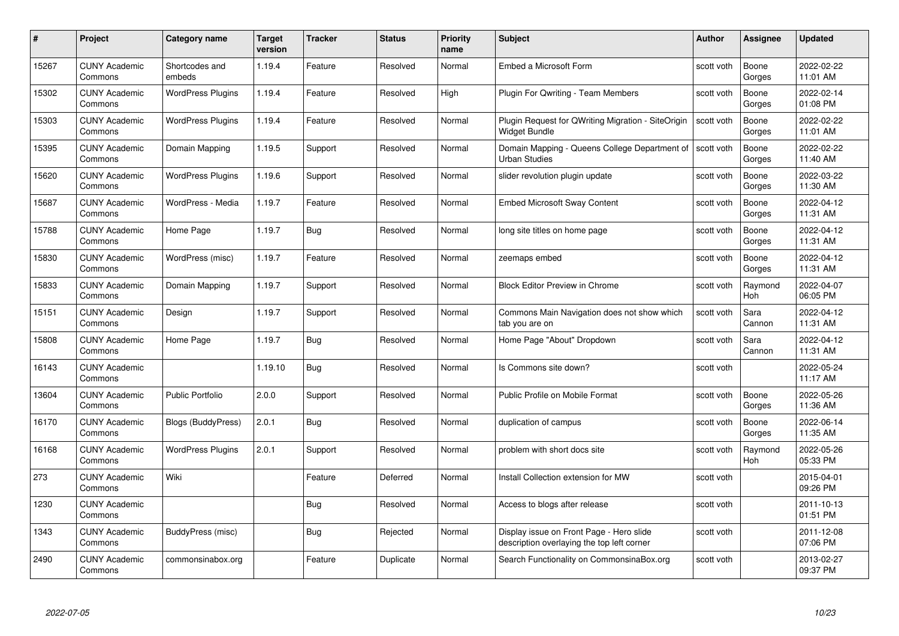| # | Project | Category name | Target version | Tracker | Status | Priority name | Subject | Author | Assignee | Updated |
|---|---|---|---|---|---|---|---|---|---|---|
| 15267 | CUNY Academic Commons | Shortcodes and embeds | 1.19.4 | Feature | Resolved | Normal | Embed a Microsoft Form | scott voth | Boone Gorges | 2022-02-22 11:01 AM |
| 15302 | CUNY Academic Commons | WordPress Plugins | 1.19.4 | Feature | Resolved | High | Plugin For Qwriting - Team Members | scott voth | Boone Gorges | 2022-02-14 01:08 PM |
| 15303 | CUNY Academic Commons | WordPress Plugins | 1.19.4 | Feature | Resolved | Normal | Plugin Request for QWriting Migration - SiteOrigin Widget Bundle | scott voth | Boone Gorges | 2022-02-22 11:01 AM |
| 15395 | CUNY Academic Commons | Domain Mapping | 1.19.5 | Support | Resolved | Normal | Domain Mapping - Queens College Department of Urban Studies | scott voth | Boone Gorges | 2022-02-22 11:40 AM |
| 15620 | CUNY Academic Commons | WordPress Plugins | 1.19.6 | Support | Resolved | Normal | slider revolution plugin update | scott voth | Boone Gorges | 2022-03-22 11:30 AM |
| 15687 | CUNY Academic Commons | WordPress - Media | 1.19.7 | Feature | Resolved | Normal | Embed Microsoft Sway Content | scott voth | Boone Gorges | 2022-04-12 11:31 AM |
| 15788 | CUNY Academic Commons | Home Page | 1.19.7 | Bug | Resolved | Normal | long site titles on home page | scott voth | Boone Gorges | 2022-04-12 11:31 AM |
| 15830 | CUNY Academic Commons | WordPress (misc) | 1.19.7 | Feature | Resolved | Normal | zeemaps embed | scott voth | Boone Gorges | 2022-04-12 11:31 AM |
| 15833 | CUNY Academic Commons | Domain Mapping | 1.19.7 | Support | Resolved | Normal | Block Editor Preview in Chrome | scott voth | Raymond Hoh | 2022-04-07 06:05 PM |
| 15151 | CUNY Academic Commons | Design | 1.19.7 | Support | Resolved | Normal | Commons Main Navigation does not show which tab you are on | scott voth | Sara Cannon | 2022-04-12 11:31 AM |
| 15808 | CUNY Academic Commons | Home Page | 1.19.7 | Bug | Resolved | Normal | Home Page "About" Dropdown | scott voth | Sara Cannon | 2022-04-12 11:31 AM |
| 16143 | CUNY Academic Commons | | 1.19.10 | Bug | Resolved | Normal | Is Commons site down? | scott voth | | 2022-05-24 11:17 AM |
| 13604 | CUNY Academic Commons | Public Portfolio | 2.0.0 | Support | Resolved | Normal | Public Profile on Mobile Format | scott voth | Boone Gorges | 2022-05-26 11:36 AM |
| 16170 | CUNY Academic Commons | Blogs (BuddyPress) | 2.0.1 | Bug | Resolved | Normal | duplication of campus | scott voth | Boone Gorges | 2022-06-14 11:35 AM |
| 16168 | CUNY Academic Commons | WordPress Plugins | 2.0.1 | Support | Resolved | Normal | problem with short docs site | scott voth | Raymond Hoh | 2022-05-26 05:33 PM |
| 273 | CUNY Academic Commons | Wiki | | Feature | Deferred | Normal | Install Collection extension for MW | scott voth | | 2015-04-01 09:26 PM |
| 1230 | CUNY Academic Commons | | | Bug | Resolved | Normal | Access to blogs after release | scott voth | | 2011-10-13 01:51 PM |
| 1343 | CUNY Academic Commons | BuddyPress (misc) | | Bug | Rejected | Normal | Display issue on Front Page - Hero slide description overlaying the top left corner | scott voth | | 2011-12-08 07:06 PM |
| 2490 | CUNY Academic Commons | commonsinabox.org | | Feature | Duplicate | Normal | Search Functionality on CommonsinaBox.org | scott voth | | 2013-02-27 09:37 PM |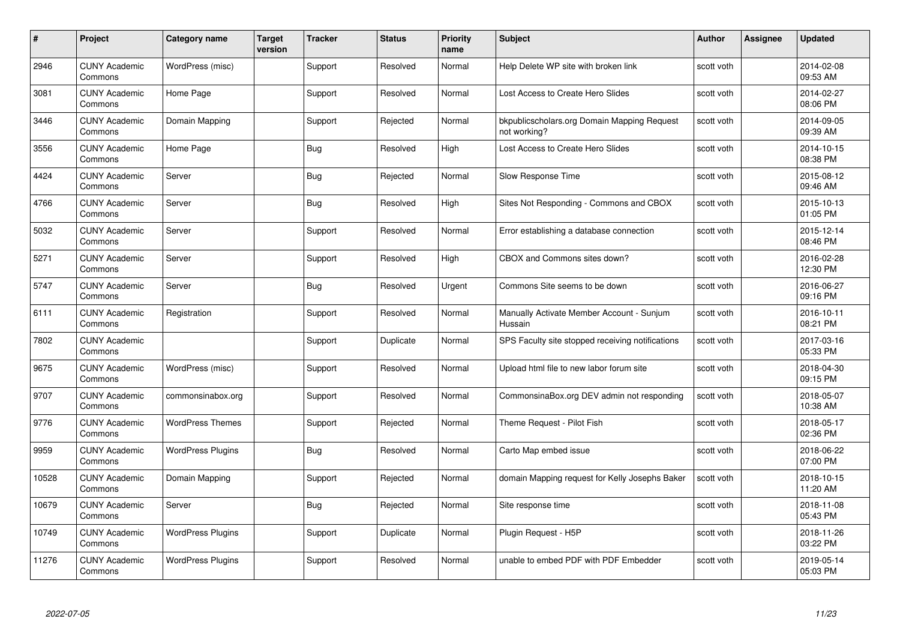| # | Project | Category name | Target version | Tracker | Status | Priority name | Subject | Author | Assignee | Updated |
|---|---|---|---|---|---|---|---|---|---|---|
| 2946 | CUNY Academic Commons | WordPress (misc) | | Support | Resolved | Normal | Help Delete WP site with broken link | scott voth | | 2014-02-08 09:53 AM |
| 3081 | CUNY Academic Commons | Home Page | | Support | Resolved | Normal | Lost Access to Create Hero Slides | scott voth | | 2014-02-27 08:06 PM |
| 3446 | CUNY Academic Commons | Domain Mapping | | Support | Rejected | Normal | bkpublicscholars.org Domain Mapping Request not working? | scott voth | | 2014-09-05 09:39 AM |
| 3556 | CUNY Academic Commons | Home Page | | Bug | Resolved | High | Lost Access to Create Hero Slides | scott voth | | 2014-10-15 08:38 PM |
| 4424 | CUNY Academic Commons | Server | | Bug | Rejected | Normal | Slow Response Time | scott voth | | 2015-08-12 09:46 AM |
| 4766 | CUNY Academic Commons | Server | | Bug | Resolved | High | Sites Not Responding - Commons and CBOX | scott voth | | 2015-10-13 01:05 PM |
| 5032 | CUNY Academic Commons | Server | | Support | Resolved | Normal | Error establishing a database connection | scott voth | | 2015-12-14 08:46 PM |
| 5271 | CUNY Academic Commons | Server | | Support | Resolved | High | CBOX and Commons sites down? | scott voth | | 2016-02-28 12:30 PM |
| 5747 | CUNY Academic Commons | Server | | Bug | Resolved | Urgent | Commons Site seems to be down | scott voth | | 2016-06-27 09:16 PM |
| 6111 | CUNY Academic Commons | Registration | | Support | Resolved | Normal | Manually Activate Member Account - Sunjum Hussain | scott voth | | 2016-10-11 08:21 PM |
| 7802 | CUNY Academic Commons | | | Support | Duplicate | Normal | SPS Faculty site stopped receiving notifications | scott voth | | 2017-03-16 05:33 PM |
| 9675 | CUNY Academic Commons | WordPress (misc) | | Support | Resolved | Normal | Upload html file to new labor forum site | scott voth | | 2018-04-30 09:15 PM |
| 9707 | CUNY Academic Commons | commonsinabox.org | | Support | Resolved | Normal | CommonsinaBox.org DEV admin not responding | scott voth | | 2018-05-07 10:38 AM |
| 9776 | CUNY Academic Commons | WordPress Themes | | Support | Rejected | Normal | Theme Request - Pilot Fish | scott voth | | 2018-05-17 02:36 PM |
| 9959 | CUNY Academic Commons | WordPress Plugins | | Bug | Resolved | Normal | Carto Map embed issue | scott voth | | 2018-06-22 07:00 PM |
| 10528 | CUNY Academic Commons | Domain Mapping | | Support | Rejected | Normal | domain Mapping request for Kelly Josephs Baker | scott voth | | 2018-10-15 11:20 AM |
| 10679 | CUNY Academic Commons | Server | | Bug | Rejected | Normal | Site response time | scott voth | | 2018-11-08 05:43 PM |
| 10749 | CUNY Academic Commons | WordPress Plugins | | Support | Duplicate | Normal | Plugin Request - H5P | scott voth | | 2018-11-26 03:22 PM |
| 11276 | CUNY Academic Commons | WordPress Plugins | | Support | Resolved | Normal | unable to embed PDF with PDF Embedder | scott voth | | 2019-05-14 05:03 PM |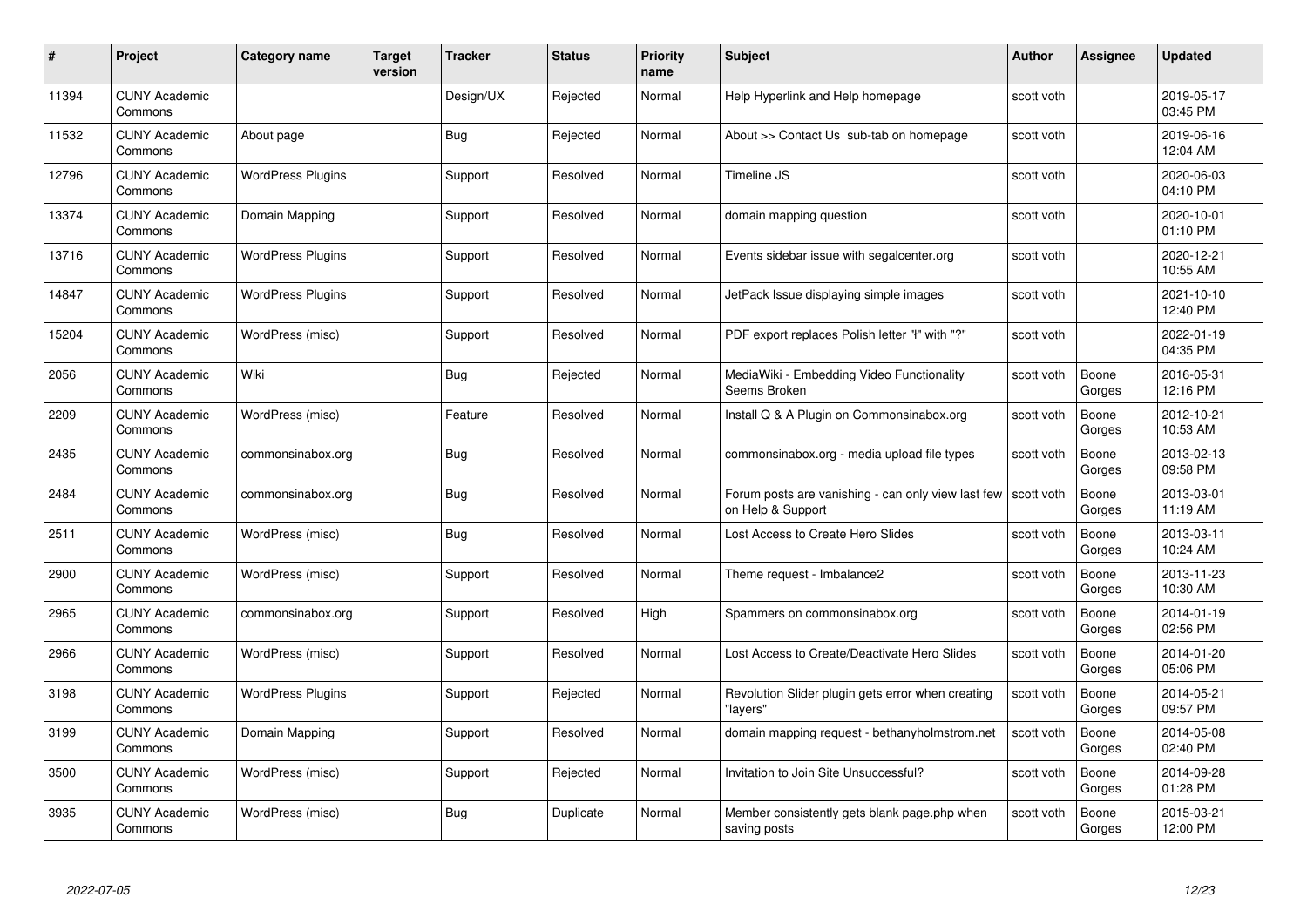| # | Project | Category name | Target version | Tracker | Status | Priority name | Subject | Author | Assignee | Updated |
|---|---|---|---|---|---|---|---|---|---|---|
| 11394 | CUNY Academic Commons | | | Design/UX | Rejected | Normal | Help Hyperlink and Help homepage | scott voth | | 2019-05-17 03:45 PM |
| 11532 | CUNY Academic Commons | About page | | Bug | Rejected | Normal | About >> Contact Us sub-tab on homepage | scott voth | | 2019-06-16 12:04 AM |
| 12796 | CUNY Academic Commons | WordPress Plugins | | Support | Resolved | Normal | Timeline JS | scott voth | | 2020-06-03 04:10 PM |
| 13374 | CUNY Academic Commons | Domain Mapping | | Support | Resolved | Normal | domain mapping question | scott voth | | 2020-10-01 01:10 PM |
| 13716 | CUNY Academic Commons | WordPress Plugins | | Support | Resolved | Normal | Events sidebar issue with segalcenter.org | scott voth | | 2020-12-21 10:55 AM |
| 14847 | CUNY Academic Commons | WordPress Plugins | | Support | Resolved | Normal | JetPack Issue displaying simple images | scott voth | | 2021-10-10 12:40 PM |
| 15204 | CUNY Academic Commons | WordPress (misc) | | Support | Resolved | Normal | PDF export replaces Polish letter "ł" with "?" | scott voth | | 2022-01-19 04:35 PM |
| 2056 | CUNY Academic Commons | Wiki | | Bug | Rejected | Normal | MediaWiki - Embedding Video Functionality Seems Broken | scott voth | Boone Gorges | 2016-05-31 12:16 PM |
| 2209 | CUNY Academic Commons | WordPress (misc) | | Feature | Resolved | Normal | Install Q & A Plugin on Commonsinabox.org | scott voth | Boone Gorges | 2012-10-21 10:53 AM |
| 2435 | CUNY Academic Commons | commonsinabox.org | | Bug | Resolved | Normal | commonsinabox.org - media upload file types | scott voth | Boone Gorges | 2013-02-13 09:58 PM |
| 2484 | CUNY Academic Commons | commonsinabox.org | | Bug | Resolved | Normal | Forum posts are vanishing - can only view last few on Help & Support | scott voth | Boone Gorges | 2013-03-01 11:19 AM |
| 2511 | CUNY Academic Commons | WordPress (misc) | | Bug | Resolved | Normal | Lost Access to Create Hero Slides | scott voth | Boone Gorges | 2013-03-11 10:24 AM |
| 2900 | CUNY Academic Commons | WordPress (misc) | | Support | Resolved | Normal | Theme request - Imbalance2 | scott voth | Boone Gorges | 2013-11-23 10:30 AM |
| 2965 | CUNY Academic Commons | commonsinabox.org | | Support | Resolved | High | Spammers on commonsinabox.org | scott voth | Boone Gorges | 2014-01-19 02:56 PM |
| 2966 | CUNY Academic Commons | WordPress (misc) | | Support | Resolved | Normal | Lost Access to Create/Deactivate Hero Slides | scott voth | Boone Gorges | 2014-01-20 05:06 PM |
| 3198 | CUNY Academic Commons | WordPress Plugins | | Support | Rejected | Normal | Revolution Slider plugin gets error when creating "layers" | scott voth | Boone Gorges | 2014-05-21 09:57 PM |
| 3199 | CUNY Academic Commons | Domain Mapping | | Support | Resolved | Normal | domain mapping request - bethanyholmstrom.net | scott voth | Boone Gorges | 2014-05-08 02:40 PM |
| 3500 | CUNY Academic Commons | WordPress (misc) | | Support | Rejected | Normal | Invitation to Join Site Unsuccessful? | scott voth | Boone Gorges | 2014-09-28 01:28 PM |
| 3935 | CUNY Academic Commons | WordPress (misc) | | Bug | Duplicate | Normal | Member consistently gets blank page.php when saving posts | scott voth | Boone Gorges | 2015-03-21 12:00 PM |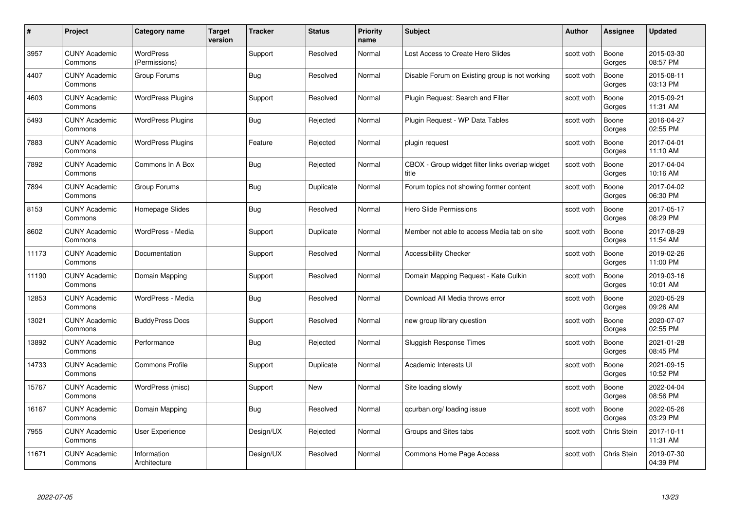| # | Project | Category name | Target version | Tracker | Status | Priority name | Subject | Author | Assignee | Updated |
|---|---|---|---|---|---|---|---|---|---|---|
| 3957 | CUNY Academic Commons | WordPress (Permissions) | | Support | Resolved | Normal | Lost Access to Create Hero Slides | scott voth | Boone Gorges | 2015-03-30 08:57 PM |
| 4407 | CUNY Academic Commons | Group Forums | | Bug | Resolved | Normal | Disable Forum on Existing group is not working | scott voth | Boone Gorges | 2015-08-11 03:13 PM |
| 4603 | CUNY Academic Commons | WordPress Plugins | | Support | Resolved | Normal | Plugin Request: Search and Filter | scott voth | Boone Gorges | 2015-09-21 11:31 AM |
| 5493 | CUNY Academic Commons | WordPress Plugins | | Bug | Rejected | Normal | Plugin Request - WP Data Tables | scott voth | Boone Gorges | 2016-04-27 02:55 PM |
| 7883 | CUNY Academic Commons | WordPress Plugins | | Feature | Rejected | Normal | plugin request | scott voth | Boone Gorges | 2017-04-01 11:10 AM |
| 7892 | CUNY Academic Commons | Commons In A Box | | Bug | Rejected | Normal | CBOX - Group widget filter links overlap widget title | scott voth | Boone Gorges | 2017-04-04 10:16 AM |
| 7894 | CUNY Academic Commons | Group Forums | | Bug | Duplicate | Normal | Forum topics not showing former content | scott voth | Boone Gorges | 2017-04-02 06:30 PM |
| 8153 | CUNY Academic Commons | Homepage Slides | | Bug | Resolved | Normal | Hero Slide Permissions | scott voth | Boone Gorges | 2017-05-17 08:29 PM |
| 8602 | CUNY Academic Commons | WordPress - Media | | Support | Duplicate | Normal | Member not able to access Media tab on site | scott voth | Boone Gorges | 2017-08-29 11:54 AM |
| 11173 | CUNY Academic Commons | Documentation | | Support | Resolved | Normal | Accessibility Checker | scott voth | Boone Gorges | 2019-02-26 11:00 PM |
| 11190 | CUNY Academic Commons | Domain Mapping | | Support | Resolved | Normal | Domain Mapping Request - Kate Culkin | scott voth | Boone Gorges | 2019-03-16 10:01 AM |
| 12853 | CUNY Academic Commons | WordPress - Media | | Bug | Resolved | Normal | Download All Media throws error | scott voth | Boone Gorges | 2020-05-29 09:26 AM |
| 13021 | CUNY Academic Commons | BuddyPress Docs | | Support | Resolved | Normal | new group library question | scott voth | Boone Gorges | 2020-07-07 02:55 PM |
| 13892 | CUNY Academic Commons | Performance | | Bug | Rejected | Normal | Sluggish Response Times | scott voth | Boone Gorges | 2021-01-28 08:45 PM |
| 14733 | CUNY Academic Commons | Commons Profile | | Support | Duplicate | Normal | Academic Interests UI | scott voth | Boone Gorges | 2021-09-15 10:52 PM |
| 15767 | CUNY Academic Commons | WordPress (misc) | | Support | New | Normal | Site loading slowly | scott voth | Boone Gorges | 2022-04-04 08:56 PM |
| 16167 | CUNY Academic Commons | Domain Mapping | | Bug | Resolved | Normal | qcurban.org/ loading issue | scott voth | Boone Gorges | 2022-05-26 03:29 PM |
| 7955 | CUNY Academic Commons | User Experience | | Design/UX | Rejected | Normal | Groups and Sites tabs | scott voth | Chris Stein | 2017-10-11 11:31 AM |
| 11671 | CUNY Academic Commons | Information Architecture | | Design/UX | Resolved | Normal | Commons Home Page Access | scott voth | Chris Stein | 2019-07-30 04:39 PM |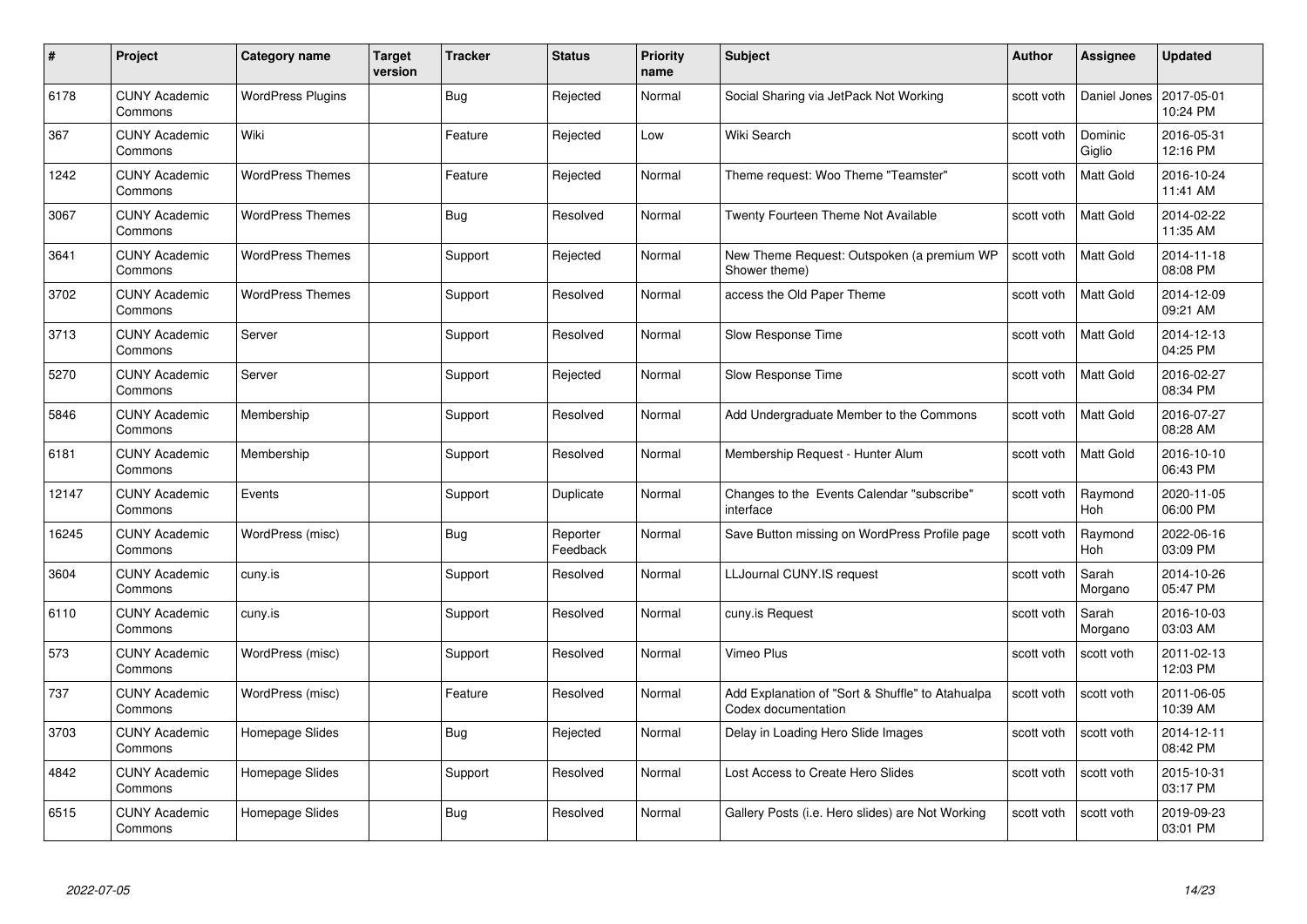| # | Project | Category name | Target version | Tracker | Status | Priority name | Subject | Author | Assignee | Updated |
|---|---|---|---|---|---|---|---|---|---|---|
| 6178 | CUNY Academic Commons | WordPress Plugins | | Bug | Rejected | Normal | Social Sharing via JetPack Not Working | scott voth | Daniel Jones | 2017-05-01 10:24 PM |
| 367 | CUNY Academic Commons | Wiki | | Feature | Rejected | Low | Wiki Search | scott voth | Dominic Giglio | 2016-05-31 12:16 PM |
| 1242 | CUNY Academic Commons | WordPress Themes | | Feature | Rejected | Normal | Theme request: Woo Theme "Teamster" | scott voth | Matt Gold | 2016-10-24 11:41 AM |
| 3067 | CUNY Academic Commons | WordPress Themes | | Bug | Resolved | Normal | Twenty Fourteen Theme Not Available | scott voth | Matt Gold | 2014-02-22 11:35 AM |
| 3641 | CUNY Academic Commons | WordPress Themes | | Support | Rejected | Normal | New Theme Request: Outspoken (a premium WP Shower theme) | scott voth | Matt Gold | 2014-11-18 08:08 PM |
| 3702 | CUNY Academic Commons | WordPress Themes | | Support | Resolved | Normal | access the Old Paper Theme | scott voth | Matt Gold | 2014-12-09 09:21 AM |
| 3713 | CUNY Academic Commons | Server | | Support | Resolved | Normal | Slow Response Time | scott voth | Matt Gold | 2014-12-13 04:25 PM |
| 5270 | CUNY Academic Commons | Server | | Support | Rejected | Normal | Slow Response Time | scott voth | Matt Gold | 2016-02-27 08:34 PM |
| 5846 | CUNY Academic Commons | Membership | | Support | Resolved | Normal | Add Undergraduate Member to the Commons | scott voth | Matt Gold | 2016-07-27 08:28 AM |
| 6181 | CUNY Academic Commons | Membership | | Support | Resolved | Normal | Membership Request - Hunter Alum | scott voth | Matt Gold | 2016-10-10 06:43 PM |
| 12147 | CUNY Academic Commons | Events | | Support | Duplicate | Normal | Changes to the Events Calendar "subscribe" interface | scott voth | Raymond Hoh | 2020-11-05 06:00 PM |
| 16245 | CUNY Academic Commons | WordPress (misc) | | Bug | Reporter Feedback | Normal | Save Button missing on WordPress Profile page | scott voth | Raymond Hoh | 2022-06-16 03:09 PM |
| 3604 | CUNY Academic Commons | cuny.is | | Support | Resolved | Normal | LLJournal CUNY.IS request | scott voth | Sarah Morgano | 2014-10-26 05:47 PM |
| 6110 | CUNY Academic Commons | cuny.is | | Support | Resolved | Normal | cuny.is Request | scott voth | Sarah Morgano | 2016-10-03 03:03 AM |
| 573 | CUNY Academic Commons | WordPress (misc) | | Support | Resolved | Normal | Vimeo Plus | scott voth | scott voth | 2011-02-13 12:03 PM |
| 737 | CUNY Academic Commons | WordPress (misc) | | Feature | Resolved | Normal | Add Explanation of "Sort & Shuffle" to Atahualpa Codex documentation | scott voth | scott voth | 2011-06-05 10:39 AM |
| 3703 | CUNY Academic Commons | Homepage Slides | | Bug | Rejected | Normal | Delay in Loading Hero Slide Images | scott voth | scott voth | 2014-12-11 08:42 PM |
| 4842 | CUNY Academic Commons | Homepage Slides | | Support | Resolved | Normal | Lost Access to Create Hero Slides | scott voth | scott voth | 2015-10-31 03:17 PM |
| 6515 | CUNY Academic Commons | Homepage Slides | | Bug | Resolved | Normal | Gallery Posts (i.e. Hero slides) are Not Working | scott voth | scott voth | 2019-09-23 03:01 PM |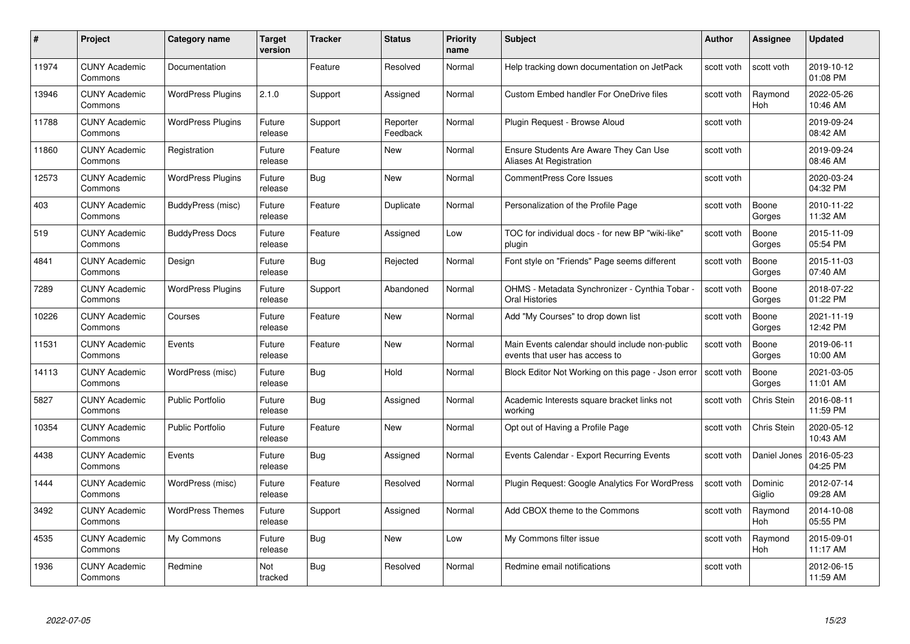| # | Project | Category name | Target version | Tracker | Status | Priority name | Subject | Author | Assignee | Updated |
|---|---|---|---|---|---|---|---|---|---|---|
| 11974 | CUNY Academic Commons | Documentation | | Feature | Resolved | Normal | Help tracking down documentation on JetPack | scott voth | scott voth | 2019-10-12 01:08 PM |
| 13946 | CUNY Academic Commons | WordPress Plugins | 2.1.0 | Support | Assigned | Normal | Custom Embed handler For OneDrive files | scott voth | Raymond Hoh | 2022-05-26 10:46 AM |
| 11788 | CUNY Academic Commons | WordPress Plugins | Future release | Support | Reporter Feedback | Normal | Plugin Request - Browse Aloud | scott voth | | 2019-09-24 08:42 AM |
| 11860 | CUNY Academic Commons | Registration | Future release | Feature | New | Normal | Ensure Students Are Aware They Can Use Aliases At Registration | scott voth | | 2019-09-24 08:46 AM |
| 12573 | CUNY Academic Commons | WordPress Plugins | Future release | Bug | New | Normal | CommentPress Core Issues | scott voth | | 2020-03-24 04:32 PM |
| 403 | CUNY Academic Commons | BuddyPress (misc) | Future release | Feature | Duplicate | Normal | Personalization of the Profile Page | scott voth | Boone Gorges | 2010-11-22 11:32 AM |
| 519 | CUNY Academic Commons | BuddyPress Docs | Future release | Feature | Assigned | Low | TOC for individual docs - for new BP "wiki-like" plugin | scott voth | Boone Gorges | 2015-11-09 05:54 PM |
| 4841 | CUNY Academic Commons | Design | Future release | Bug | Rejected | Normal | Font style on "Friends" Page seems different | scott voth | Boone Gorges | 2015-11-03 07:40 AM |
| 7289 | CUNY Academic Commons | WordPress Plugins | Future release | Support | Abandoned | Normal | OHMS - Metadata Synchronizer - Cynthia Tobar - Oral Histories | scott voth | Boone Gorges | 2018-07-22 01:22 PM |
| 10226 | CUNY Academic Commons | Courses | Future release | Feature | New | Normal | Add "My Courses" to drop down list | scott voth | Boone Gorges | 2021-11-19 12:42 PM |
| 11531 | CUNY Academic Commons | Events | Future release | Feature | New | Normal | Main Events calendar should include non-public events that user has access to | scott voth | Boone Gorges | 2019-06-11 10:00 AM |
| 14113 | CUNY Academic Commons | WordPress (misc) | Future release | Bug | Hold | Normal | Block Editor Not Working on this page - Json error | scott voth | Boone Gorges | 2021-03-05 11:01 AM |
| 5827 | CUNY Academic Commons | Public Portfolio | Future release | Bug | Assigned | Normal | Academic Interests square bracket links not working | scott voth | Chris Stein | 2016-08-11 11:59 PM |
| 10354 | CUNY Academic Commons | Public Portfolio | Future release | Feature | New | Normal | Opt out of Having a Profile Page | scott voth | Chris Stein | 2020-05-12 10:43 AM |
| 4438 | CUNY Academic Commons | Events | Future release | Bug | Assigned | Normal | Events Calendar - Export Recurring Events | scott voth | Daniel Jones | 2016-05-23 04:25 PM |
| 1444 | CUNY Academic Commons | WordPress (misc) | Future release | Feature | Resolved | Normal | Plugin Request: Google Analytics For WordPress | scott voth | Dominic Giglio | 2012-07-14 09:28 AM |
| 3492 | CUNY Academic Commons | WordPress Themes | Future release | Support | Assigned | Normal | Add CBOX theme to the Commons | scott voth | Raymond Hoh | 2014-10-08 05:55 PM |
| 4535 | CUNY Academic Commons | My Commons | Future release | Bug | New | Low | My Commons filter issue | scott voth | Raymond Hoh | 2015-09-01 11:17 AM |
| 1936 | CUNY Academic Commons | Redmine | Not tracked | Bug | Resolved | Normal | Redmine email notifications | scott voth | | 2012-06-15 11:59 AM |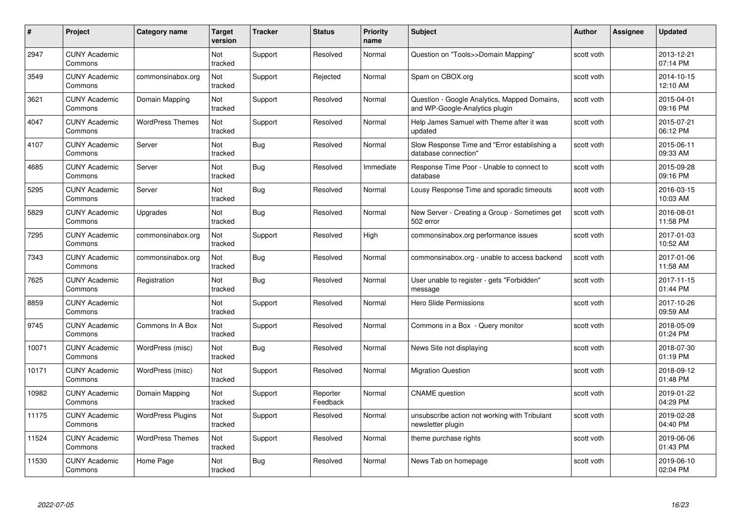| # | Project | Category name | Target version | Tracker | Status | Priority name | Subject | Author | Assignee | Updated |
|---|---|---|---|---|---|---|---|---|---|---|
| 2947 | CUNY Academic Commons | | Not tracked | Support | Resolved | Normal | Question on "Tools>>Domain Mapping" | scott voth | | 2013-12-21 07:14 PM |
| 3549 | CUNY Academic Commons | commonsinabox.org | Not tracked | Support | Rejected | Normal | Spam on CBOX.org | scott voth | | 2014-10-15 12:10 AM |
| 3621 | CUNY Academic Commons | Domain Mapping | Not tracked | Support | Resolved | Normal | Question - Google Analytics, Mapped Domains, and WP-Google-Analytics plugin | scott voth | | 2015-04-01 09:16 PM |
| 4047 | CUNY Academic Commons | WordPress Themes | Not tracked | Support | Resolved | Normal | Help James Samuel with Theme after it was updated | scott voth | | 2015-07-21 06:12 PM |
| 4107 | CUNY Academic Commons | Server | Not tracked | Bug | Resolved | Normal | Slow Response Time and "Error establishing a database connection" | scott voth | | 2015-06-11 09:33 AM |
| 4685 | CUNY Academic Commons | Server | Not tracked | Bug | Resolved | Immediate | Response Time Poor - Unable to connect to database | scott voth | | 2015-09-28 09:16 PM |
| 5295 | CUNY Academic Commons | Server | Not tracked | Bug | Resolved | Normal | Lousy Response Time and sporadic timeouts | scott voth | | 2016-03-15 10:03 AM |
| 5829 | CUNY Academic Commons | Upgrades | Not tracked | Bug | Resolved | Normal | New Server - Creating a Group - Sometimes get 502 error | scott voth | | 2016-08-01 11:58 PM |
| 7295 | CUNY Academic Commons | commonsinabox.org | Not tracked | Support | Resolved | High | commonsinabox.org performance issues | scott voth | | 2017-01-03 10:52 AM |
| 7343 | CUNY Academic Commons | commonsinabox.org | Not tracked | Bug | Resolved | Normal | commonsinabox.org - unable to access backend | scott voth | | 2017-01-06 11:58 AM |
| 7625 | CUNY Academic Commons | Registration | Not tracked | Bug | Resolved | Normal | User unable to register - gets "Forbidden" message | scott voth | | 2017-11-15 01:44 PM |
| 8859 | CUNY Academic Commons | | Not tracked | Support | Resolved | Normal | Hero Slide Permissions | scott voth | | 2017-10-26 09:59 AM |
| 9745 | CUNY Academic Commons | Commons In A Box | Not tracked | Support | Resolved | Normal | Commons in a Box - Query monitor | scott voth | | 2018-05-09 01:24 PM |
| 10071 | CUNY Academic Commons | WordPress (misc) | Not tracked | Bug | Resolved | Normal | News Site not displaying | scott voth | | 2018-07-30 01:19 PM |
| 10171 | CUNY Academic Commons | WordPress (misc) | Not tracked | Support | Resolved | Normal | Migration Question | scott voth | | 2018-09-12 01:48 PM |
| 10982 | CUNY Academic Commons | Domain Mapping | Not tracked | Support | Reporter Feedback | Normal | CNAME question | scott voth | | 2019-01-22 04:29 PM |
| 11175 | CUNY Academic Commons | WordPress Plugins | Not tracked | Support | Resolved | Normal | unsubscribe action not working with Tribulant newsletter plugin | scott voth | | 2019-02-28 04:40 PM |
| 11524 | CUNY Academic Commons | WordPress Themes | Not tracked | Support | Resolved | Normal | theme purchase rights | scott voth | | 2019-06-06 01:43 PM |
| 11530 | CUNY Academic Commons | Home Page | Not tracked | Bug | Resolved | Normal | News Tab on homepage | scott voth | | 2019-06-10 02:04 PM |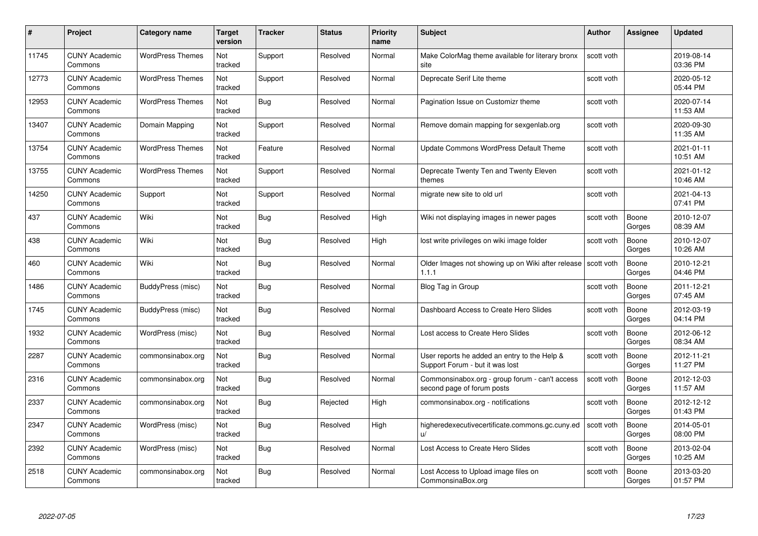| # | Project | Category name | Target version | Tracker | Status | Priority name | Subject | Author | Assignee | Updated |
| --- | --- | --- | --- | --- | --- | --- | --- | --- | --- | --- |
| 11745 | CUNY Academic Commons | WordPress Themes | Not tracked | Support | Resolved | Normal | Make ColorMag theme available for literary bronx site | scott voth | | 2019-08-14 03:36 PM |
| 12773 | CUNY Academic Commons | WordPress Themes | Not tracked | Support | Resolved | Normal | Deprecate Serif Lite theme | scott voth | | 2020-05-12 05:44 PM |
| 12953 | CUNY Academic Commons | WordPress Themes | Not tracked | Bug | Resolved | Normal | Pagination Issue on Customizr theme | scott voth | | 2020-07-14 11:53 AM |
| 13407 | CUNY Academic Commons | Domain Mapping | Not tracked | Support | Resolved | Normal | Remove domain mapping for sexgenlab.org | scott voth | | 2020-09-30 11:35 AM |
| 13754 | CUNY Academic Commons | WordPress Themes | Not tracked | Feature | Resolved | Normal | Update Commons WordPress Default Theme | scott voth | | 2021-01-11 10:51 AM |
| 13755 | CUNY Academic Commons | WordPress Themes | Not tracked | Support | Resolved | Normal | Deprecate Twenty Ten and Twenty Eleven themes | scott voth | | 2021-01-12 10:46 AM |
| 14250 | CUNY Academic Commons | Support | Not tracked | Support | Resolved | Normal | migrate new site to old url | scott voth | | 2021-04-13 07:41 PM |
| 437 | CUNY Academic Commons | Wiki | Not tracked | Bug | Resolved | High | Wiki not displaying images in newer pages | scott voth | Boone Gorges | 2010-12-07 08:39 AM |
| 438 | CUNY Academic Commons | Wiki | Not tracked | Bug | Resolved | High | lost write privileges on wiki image folder | scott voth | Boone Gorges | 2010-12-07 10:26 AM |
| 460 | CUNY Academic Commons | Wiki | Not tracked | Bug | Resolved | Normal | Older Images not showing up on Wiki after release 1.1.1 | scott voth | Boone Gorges | 2010-12-21 04:46 PM |
| 1486 | CUNY Academic Commons | BuddyPress (misc) | Not tracked | Bug | Resolved | Normal | Blog Tag in Group | scott voth | Boone Gorges | 2011-12-21 07:45 AM |
| 1745 | CUNY Academic Commons | BuddyPress (misc) | Not tracked | Bug | Resolved | Normal | Dashboard Access to Create Hero Slides | scott voth | Boone Gorges | 2012-03-19 04:14 PM |
| 1932 | CUNY Academic Commons | WordPress (misc) | Not tracked | Bug | Resolved | Normal | Lost access to Create Hero Slides | scott voth | Boone Gorges | 2012-06-12 08:34 AM |
| 2287 | CUNY Academic Commons | commonsinabox.org | Not tracked | Bug | Resolved | Normal | User reports he added an entry to the Help & Support Forum - but it was lost | scott voth | Boone Gorges | 2012-11-21 11:27 PM |
| 2316 | CUNY Academic Commons | commonsinabox.org | Not tracked | Bug | Resolved | Normal | Commonsinabox.org - group forum - can't access second page of forum posts | scott voth | Boone Gorges | 2012-12-03 11:57 AM |
| 2337 | CUNY Academic Commons | commonsinabox.org | Not tracked | Bug | Rejected | High | commonsinabox.org - notifications | scott voth | Boone Gorges | 2012-12-12 01:43 PM |
| 2347 | CUNY Academic Commons | WordPress (misc) | Not tracked | Bug | Resolved | High | higheredexecutivecertificate.commons.gc.cuny.edu/ | scott voth | Boone Gorges | 2014-05-01 08:00 PM |
| 2392 | CUNY Academic Commons | WordPress (misc) | Not tracked | Bug | Resolved | Normal | Lost Access to Create Hero Slides | scott voth | Boone Gorges | 2013-02-04 10:25 AM |
| 2518 | CUNY Academic Commons | commonsinabox.org | Not tracked | Bug | Resolved | Normal | Lost Access to Upload image files on CommonsinaBox.org | scott voth | Boone Gorges | 2013-03-20 01:57 PM |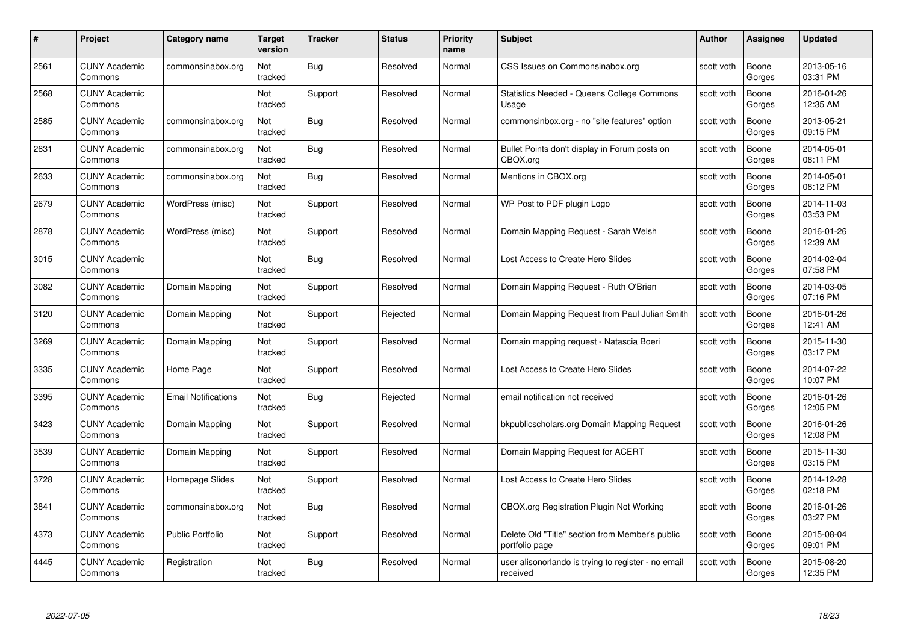| # | Project | Category name | Target version | Tracker | Status | Priority name | Subject | Author | Assignee | Updated |
|---|---|---|---|---|---|---|---|---|---|---|
| 2561 | CUNY Academic Commons | commonsinabox.org | Not tracked | Bug | Resolved | Normal | CSS Issues on Commonsinabox.org | scott voth | Boone Gorges | 2013-05-16 03:31 PM |
| 2568 | CUNY Academic Commons | | Not tracked | Support | Resolved | Normal | Statistics Needed - Queens College Commons Usage | scott voth | Boone Gorges | 2016-01-26 12:35 AM |
| 2585 | CUNY Academic Commons | commonsinabox.org | Not tracked | Bug | Resolved | Normal | commonsinbox.org - no "site features" option | scott voth | Boone Gorges | 2013-05-21 09:15 PM |
| 2631 | CUNY Academic Commons | commonsinabox.org | Not tracked | Bug | Resolved | Normal | Bullet Points don't display in Forum posts on CBOX.org | scott voth | Boone Gorges | 2014-05-01 08:11 PM |
| 2633 | CUNY Academic Commons | commonsinabox.org | Not tracked | Bug | Resolved | Normal | Mentions in CBOX.org | scott voth | Boone Gorges | 2014-05-01 08:12 PM |
| 2679 | CUNY Academic Commons | WordPress (misc) | Not tracked | Support | Resolved | Normal | WP Post to PDF plugin Logo | scott voth | Boone Gorges | 2014-11-03 03:53 PM |
| 2878 | CUNY Academic Commons | WordPress (misc) | Not tracked | Support | Resolved | Normal | Domain Mapping Request - Sarah Welsh | scott voth | Boone Gorges | 2016-01-26 12:39 AM |
| 3015 | CUNY Academic Commons | | Not tracked | Bug | Resolved | Normal | Lost Access to Create Hero Slides | scott voth | Boone Gorges | 2014-02-04 07:58 PM |
| 3082 | CUNY Academic Commons | Domain Mapping | Not tracked | Support | Resolved | Normal | Domain Mapping Request - Ruth O'Brien | scott voth | Boone Gorges | 2014-03-05 07:16 PM |
| 3120 | CUNY Academic Commons | Domain Mapping | Not tracked | Support | Rejected | Normal | Domain Mapping Request from Paul Julian Smith | scott voth | Boone Gorges | 2016-01-26 12:41 AM |
| 3269 | CUNY Academic Commons | Domain Mapping | Not tracked | Support | Resolved | Normal | Domain mapping request - Natascia Boeri | scott voth | Boone Gorges | 2015-11-30 03:17 PM |
| 3335 | CUNY Academic Commons | Home Page | Not tracked | Support | Resolved | Normal | Lost Access to Create Hero Slides | scott voth | Boone Gorges | 2014-07-22 10:07 PM |
| 3395 | CUNY Academic Commons | Email Notifications | Not tracked | Bug | Rejected | Normal | email notification not received | scott voth | Boone Gorges | 2016-01-26 12:05 PM |
| 3423 | CUNY Academic Commons | Domain Mapping | Not tracked | Support | Resolved | Normal | bkpublicscholars.org Domain Mapping Request | scott voth | Boone Gorges | 2016-01-26 12:08 PM |
| 3539 | CUNY Academic Commons | Domain Mapping | Not tracked | Support | Resolved | Normal | Domain Mapping Request for ACERT | scott voth | Boone Gorges | 2015-11-30 03:15 PM |
| 3728 | CUNY Academic Commons | Homepage Slides | Not tracked | Support | Resolved | Normal | Lost Access to Create Hero Slides | scott voth | Boone Gorges | 2014-12-28 02:18 PM |
| 3841 | CUNY Academic Commons | commonsinabox.org | Not tracked | Bug | Resolved | Normal | CBOX.org Registration Plugin Not Working | scott voth | Boone Gorges | 2016-01-26 03:27 PM |
| 4373 | CUNY Academic Commons | Public Portfolio | Not tracked | Support | Resolved | Normal | Delete Old "Title" section from Member's public portfolio page | scott voth | Boone Gorges | 2015-08-04 09:01 PM |
| 4445 | CUNY Academic Commons | Registration | Not tracked | Bug | Resolved | Normal | user alisonorlando is trying to register - no email received | scott voth | Boone Gorges | 2015-08-20 12:35 PM |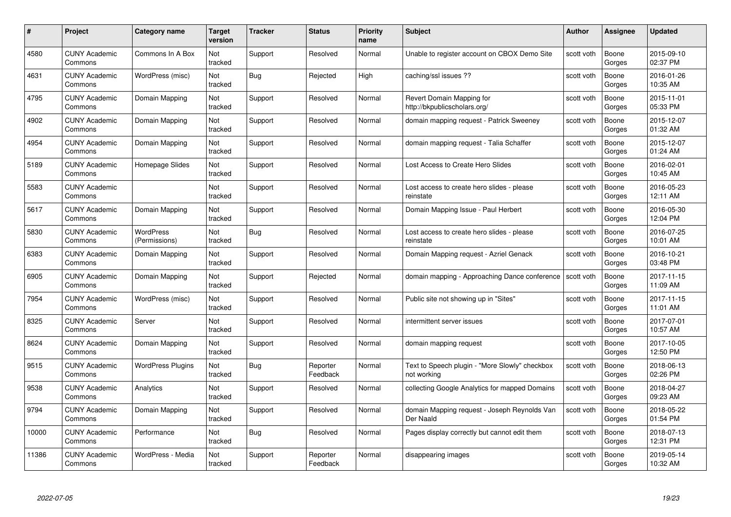| # | Project | Category name | Target version | Tracker | Status | Priority name | Subject | Author | Assignee | Updated |
|---|---|---|---|---|---|---|---|---|---|---|
| 4580 | CUNY Academic Commons | Commons In A Box | Not tracked | Support | Resolved | Normal | Unable to register account on CBOX Demo Site | scott voth | Boone Gorges | 2015-09-10 02:37 PM |
| 4631 | CUNY Academic Commons | WordPress (misc) | Not tracked | Bug | Rejected | High | caching/ssl issues ?? | scott voth | Boone Gorges | 2016-01-26 10:35 AM |
| 4795 | CUNY Academic Commons | Domain Mapping | Not tracked | Support | Resolved | Normal | Revert Domain Mapping for http://bkpublicscholars.org/ | scott voth | Boone Gorges | 2015-11-01 05:33 PM |
| 4902 | CUNY Academic Commons | Domain Mapping | Not tracked | Support | Resolved | Normal | domain mapping request - Patrick Sweeney | scott voth | Boone Gorges | 2015-12-07 01:32 AM |
| 4954 | CUNY Academic Commons | Domain Mapping | Not tracked | Support | Resolved | Normal | domain mapping request - Talia Schaffer | scott voth | Boone Gorges | 2015-12-07 01:24 AM |
| 5189 | CUNY Academic Commons | Homepage Slides | Not tracked | Support | Resolved | Normal | Lost Access to Create Hero Slides | scott voth | Boone Gorges | 2016-02-01 10:45 AM |
| 5583 | CUNY Academic Commons | | Not tracked | Support | Resolved | Normal | Lost access to create hero slides - please reinstate | scott voth | Boone Gorges | 2016-05-23 12:11 AM |
| 5617 | CUNY Academic Commons | Domain Mapping | Not tracked | Support | Resolved | Normal | Domain Mapping Issue - Paul Herbert | scott voth | Boone Gorges | 2016-05-30 12:04 PM |
| 5830 | CUNY Academic Commons | WordPress (Permissions) | Not tracked | Bug | Resolved | Normal | Lost access to create hero slides - please reinstate | scott voth | Boone Gorges | 2016-07-25 10:01 AM |
| 6383 | CUNY Academic Commons | Domain Mapping | Not tracked | Support | Resolved | Normal | Domain Mapping request - Azriel Genack | scott voth | Boone Gorges | 2016-10-21 03:48 PM |
| 6905 | CUNY Academic Commons | Domain Mapping | Not tracked | Support | Rejected | Normal | domain mapping - Approaching Dance conference | scott voth | Boone Gorges | 2017-11-15 11:09 AM |
| 7954 | CUNY Academic Commons | WordPress (misc) | Not tracked | Support | Resolved | Normal | Public site not showing up in "Sites" | scott voth | Boone Gorges | 2017-11-15 11:01 AM |
| 8325 | CUNY Academic Commons | Server | Not tracked | Support | Resolved | Normal | intermittent server issues | scott voth | Boone Gorges | 2017-07-01 10:57 AM |
| 8624 | CUNY Academic Commons | Domain Mapping | Not tracked | Support | Resolved | Normal | domain mapping request | scott voth | Boone Gorges | 2017-10-05 12:50 PM |
| 9515 | CUNY Academic Commons | WordPress Plugins | Not tracked | Bug | Reporter Feedback | Normal | Text to Speech plugin - "More Slowly" checkbox not working | scott voth | Boone Gorges | 2018-06-13 02:26 PM |
| 9538 | CUNY Academic Commons | Analytics | Not tracked | Support | Resolved | Normal | collecting Google Analytics for mapped Domains | scott voth | Boone Gorges | 2018-04-27 09:23 AM |
| 9794 | CUNY Academic Commons | Domain Mapping | Not tracked | Support | Resolved | Normal | domain Mapping request - Joseph Reynolds Van Der Naald | scott voth | Boone Gorges | 2018-05-22 01:54 PM |
| 10000 | CUNY Academic Commons | Performance | Not tracked | Bug | Resolved | Normal | Pages display correctly but cannot edit them | scott voth | Boone Gorges | 2018-07-13 12:31 PM |
| 11386 | CUNY Academic Commons | WordPress - Media | Not tracked | Support | Reporter Feedback | Normal | disappearing images | scott voth | Boone Gorges | 2019-05-14 10:32 AM |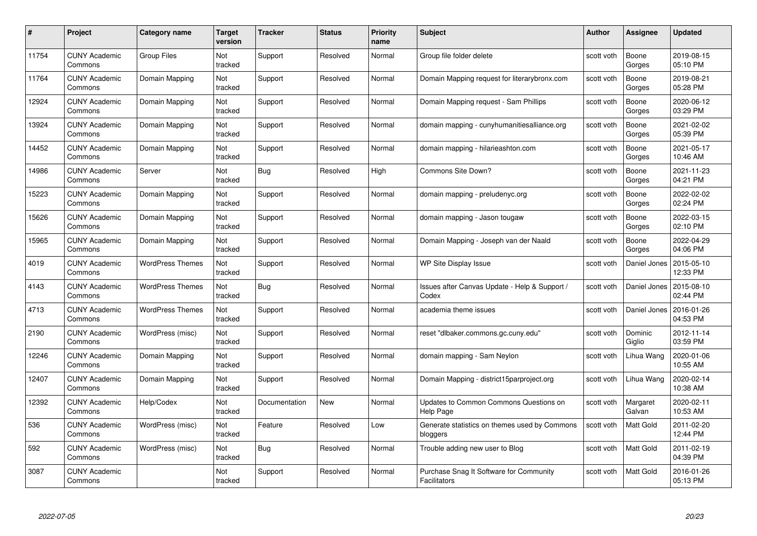| # | Project | Category name | Target version | Tracker | Status | Priority name | Subject | Author | Assignee | Updated |
|---|---|---|---|---|---|---|---|---|---|---|
| 11754 | CUNY Academic Commons | Group Files | Not tracked | Support | Resolved | Normal | Group file folder delete | scott voth | Boone Gorges | 2019-08-15 05:10 PM |
| 11764 | CUNY Academic Commons | Domain Mapping | Not tracked | Support | Resolved | Normal | Domain Mapping request for literarybronx.com | scott voth | Boone Gorges | 2019-08-21 05:28 PM |
| 12924 | CUNY Academic Commons | Domain Mapping | Not tracked | Support | Resolved | Normal | Domain Mapping request - Sam Phillips | scott voth | Boone Gorges | 2020-06-12 03:29 PM |
| 13924 | CUNY Academic Commons | Domain Mapping | Not tracked | Support | Resolved | Normal | domain mapping - cunyhumanitiesalliance.org | scott voth | Boone Gorges | 2021-02-02 05:39 PM |
| 14452 | CUNY Academic Commons | Domain Mapping | Not tracked | Support | Resolved | Normal | domain mapping - hilarieashton.com | scott voth | Boone Gorges | 2021-05-17 10:46 AM |
| 14986 | CUNY Academic Commons | Server | Not tracked | Bug | Resolved | High | Commons Site Down? | scott voth | Boone Gorges | 2021-11-23 04:21 PM |
| 15223 | CUNY Academic Commons | Domain Mapping | Not tracked | Support | Resolved | Normal | domain mapping - preludenyc.org | scott voth | Boone Gorges | 2022-02-02 02:24 PM |
| 15626 | CUNY Academic Commons | Domain Mapping | Not tracked | Support | Resolved | Normal | domain mapping - Jason tougaw | scott voth | Boone Gorges | 2022-03-15 02:10 PM |
| 15965 | CUNY Academic Commons | Domain Mapping | Not tracked | Support | Resolved | Normal | Domain Mapping - Joseph van der Naald | scott voth | Boone Gorges | 2022-04-29 04:06 PM |
| 4019 | CUNY Academic Commons | WordPress Themes | Not tracked | Support | Resolved | Normal | WP Site Display Issue | scott voth | Daniel Jones | 2015-05-10 12:33 PM |
| 4143 | CUNY Academic Commons | WordPress Themes | Not tracked | Bug | Resolved | Normal | Issues after Canvas Update - Help & Support / Codex | scott voth | Daniel Jones | 2015-08-10 02:44 PM |
| 4713 | CUNY Academic Commons | WordPress Themes | Not tracked | Support | Resolved | Normal | academia theme issues | scott voth | Daniel Jones | 2016-01-26 04:53 PM |
| 2190 | CUNY Academic Commons | WordPress (misc) | Not tracked | Support | Resolved | Normal | reset "dlbaker.commons.gc.cuny.edu" | scott voth | Dominic Giglio | 2012-11-14 03:59 PM |
| 12246 | CUNY Academic Commons | Domain Mapping | Not tracked | Support | Resolved | Normal | domain mapping - Sam Neylon | scott voth | Lihua Wang | 2020-01-06 10:55 AM |
| 12407 | CUNY Academic Commons | Domain Mapping | Not tracked | Support | Resolved | Normal | Domain Mapping - district15parproject.org | scott voth | Lihua Wang | 2020-02-14 10:38 AM |
| 12392 | CUNY Academic Commons | Help/Codex | Not tracked | Documentation | New | Normal | Updates to Common Commons Questions on Help Page | scott voth | Margaret Galvan | 2020-02-11 10:53 AM |
| 536 | CUNY Academic Commons | WordPress (misc) | Not tracked | Feature | Resolved | Low | Generate statistics on themes used by Commons bloggers | scott voth | Matt Gold | 2011-02-20 12:44 PM |
| 592 | CUNY Academic Commons | WordPress (misc) | Not tracked | Bug | Resolved | Normal | Trouble adding new user to Blog | scott voth | Matt Gold | 2011-02-19 04:39 PM |
| 3087 | CUNY Academic Commons | | Not tracked | Support | Resolved | Normal | Purchase Snag It Software for Community Facilitators | scott voth | Matt Gold | 2016-01-26 05:13 PM |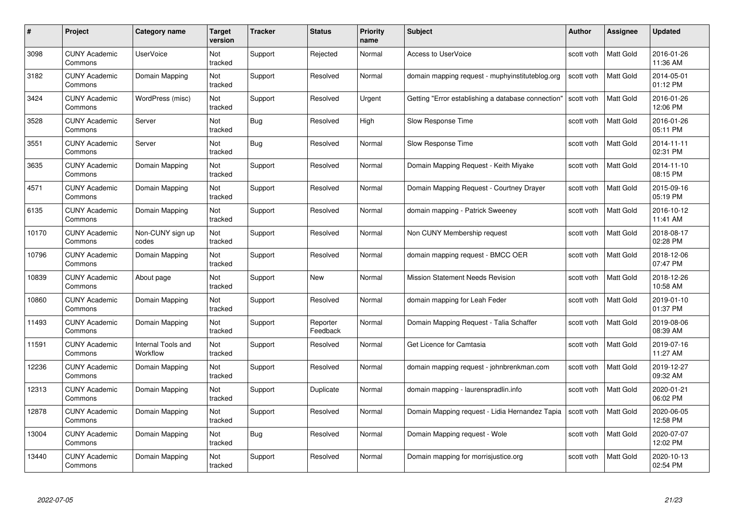| # | Project | Category name | Target version | Tracker | Status | Priority name | Subject | Author | Assignee | Updated |
|---|---|---|---|---|---|---|---|---|---|---|
| 3098 | CUNY Academic Commons | UserVoice | Not tracked | Support | Rejected | Normal | Access to UserVoice | scott voth | Matt Gold | 2016-01-26 11:36 AM |
| 3182 | CUNY Academic Commons | Domain Mapping | Not tracked | Support | Resolved | Normal | domain mapping request - muphyinstituteblog.org | scott voth | Matt Gold | 2014-05-01 01:12 PM |
| 3424 | CUNY Academic Commons | WordPress (misc) | Not tracked | Support | Resolved | Urgent | Getting "Error establishing a database connection" | scott voth | Matt Gold | 2016-01-26 12:06 PM |
| 3528 | CUNY Academic Commons | Server | Not tracked | Bug | Resolved | High | Slow Response Time | scott voth | Matt Gold | 2016-01-26 05:11 PM |
| 3551 | CUNY Academic Commons | Server | Not tracked | Bug | Resolved | Normal | Slow Response Time | scott voth | Matt Gold | 2014-11-11 02:31 PM |
| 3635 | CUNY Academic Commons | Domain Mapping | Not tracked | Support | Resolved | Normal | Domain Mapping Request - Keith Miyake | scott voth | Matt Gold | 2014-11-10 08:15 PM |
| 4571 | CUNY Academic Commons | Domain Mapping | Not tracked | Support | Resolved | Normal | Domain Mapping Request - Courtney Drayer | scott voth | Matt Gold | 2015-09-16 05:19 PM |
| 6135 | CUNY Academic Commons | Domain Mapping | Not tracked | Support | Resolved | Normal | domain mapping - Patrick Sweeney | scott voth | Matt Gold | 2016-10-12 11:41 AM |
| 10170 | CUNY Academic Commons | Non-CUNY sign up codes | Not tracked | Support | Resolved | Normal | Non CUNY Membership request | scott voth | Matt Gold | 2018-08-17 02:28 PM |
| 10796 | CUNY Academic Commons | Domain Mapping | Not tracked | Support | Resolved | Normal | domain mapping request - BMCC OER | scott voth | Matt Gold | 2018-12-06 07:47 PM |
| 10839 | CUNY Academic Commons | About page | Not tracked | Support | New | Normal | Mission Statement Needs Revision | scott voth | Matt Gold | 2018-12-26 10:58 AM |
| 10860 | CUNY Academic Commons | Domain Mapping | Not tracked | Support | Resolved | Normal | domain mapping for Leah Feder | scott voth | Matt Gold | 2019-01-10 01:37 PM |
| 11493 | CUNY Academic Commons | Domain Mapping | Not tracked | Support | Reporter Feedback | Normal | Domain Mapping Request - Talia Schaffer | scott voth | Matt Gold | 2019-08-06 08:39 AM |
| 11591 | CUNY Academic Commons | Internal Tools and Workflow | Not tracked | Support | Resolved | Normal | Get Licence for Camtasia | scott voth | Matt Gold | 2019-07-16 11:27 AM |
| 12236 | CUNY Academic Commons | Domain Mapping | Not tracked | Support | Resolved | Normal | domain mapping request - johnbrenkman.com | scott voth | Matt Gold | 2019-12-27 09:32 AM |
| 12313 | CUNY Academic Commons | Domain Mapping | Not tracked | Support | Duplicate | Normal | domain mapping - laurenspradlin.info | scott voth | Matt Gold | 2020-01-21 06:02 PM |
| 12878 | CUNY Academic Commons | Domain Mapping | Not tracked | Support | Resolved | Normal | Domain Mapping request - Lidia Hernandez Tapia | scott voth | Matt Gold | 2020-06-05 12:58 PM |
| 13004 | CUNY Academic Commons | Domain Mapping | Not tracked | Bug | Resolved | Normal | Domain Mapping request - Wole | scott voth | Matt Gold | 2020-07-07 12:02 PM |
| 13440 | CUNY Academic Commons | Domain Mapping | Not tracked | Support | Resolved | Normal | Domain mapping for morrisjustice.org | scott voth | Matt Gold | 2020-10-13 02:54 PM |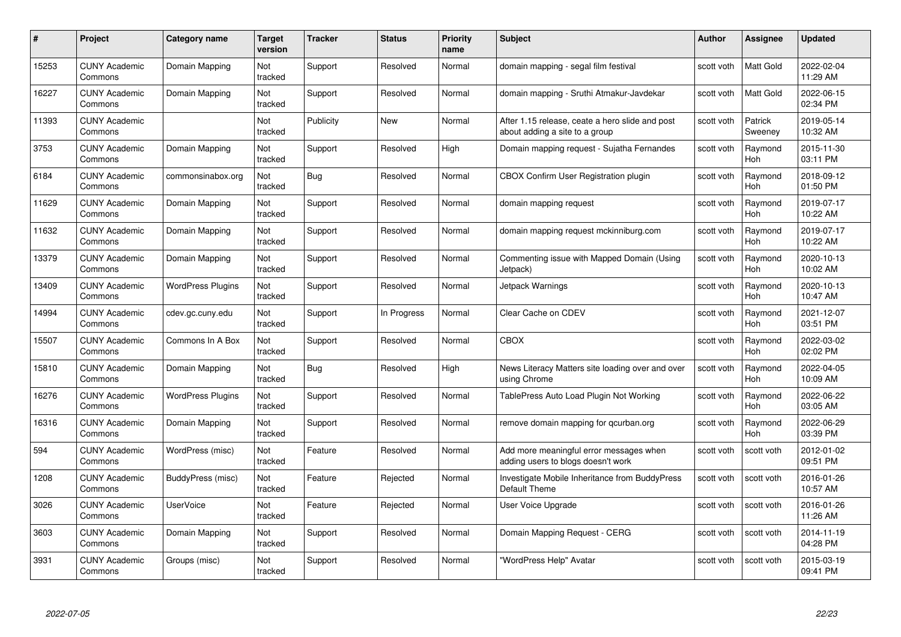| # | Project | Category name | Target version | Tracker | Status | Priority name | Subject | Author | Assignee | Updated |
|---|---|---|---|---|---|---|---|---|---|---|
| 15253 | CUNY Academic Commons | Domain Mapping | Not tracked | Support | Resolved | Normal | domain mapping - segal film festival | scott voth | Matt Gold | 2022-02-04 11:29 AM |
| 16227 | CUNY Academic Commons | Domain Mapping | Not tracked | Support | Resolved | Normal | domain mapping - Sruthi Atmakur-Javdekar | scott voth | Matt Gold | 2022-06-15 02:34 PM |
| 11393 | CUNY Academic Commons | | Not tracked | Publicity | New | Normal | After 1.15 release, ceate a hero slide and post about adding a site to a group | scott voth | Patrick Sweeney | 2019-05-14 10:32 AM |
| 3753 | CUNY Academic Commons | Domain Mapping | Not tracked | Support | Resolved | High | Domain mapping request - Sujatha Fernandes | scott voth | Raymond Hoh | 2015-11-30 03:11 PM |
| 6184 | CUNY Academic Commons | commonsinabox.org | Not tracked | Bug | Resolved | Normal | CBOX Confirm User Registration plugin | scott voth | Raymond Hoh | 2018-09-12 01:50 PM |
| 11629 | CUNY Academic Commons | Domain Mapping | Not tracked | Support | Resolved | Normal | domain mapping request | scott voth | Raymond Hoh | 2019-07-17 10:22 AM |
| 11632 | CUNY Academic Commons | Domain Mapping | Not tracked | Support | Resolved | Normal | domain mapping request mckinniburg.com | scott voth | Raymond Hoh | 2019-07-17 10:22 AM |
| 13379 | CUNY Academic Commons | Domain Mapping | Not tracked | Support | Resolved | Normal | Commenting issue with Mapped Domain (Using Jetpack) | scott voth | Raymond Hoh | 2020-10-13 10:02 AM |
| 13409 | CUNY Academic Commons | WordPress Plugins | Not tracked | Support | Resolved | Normal | Jetpack Warnings | scott voth | Raymond Hoh | 2020-10-13 10:47 AM |
| 14994 | CUNY Academic Commons | cdev.gc.cuny.edu | Not tracked | Support | In Progress | Normal | Clear Cache on CDEV | scott voth | Raymond Hoh | 2021-12-07 03:51 PM |
| 15507 | CUNY Academic Commons | Commons In A Box | Not tracked | Support | Resolved | Normal | CBOX | scott voth | Raymond Hoh | 2022-03-02 02:02 PM |
| 15810 | CUNY Academic Commons | Domain Mapping | Not tracked | Bug | Resolved | High | News Literacy Matters site loading over and over using Chrome | scott voth | Raymond Hoh | 2022-04-05 10:09 AM |
| 16276 | CUNY Academic Commons | WordPress Plugins | Not tracked | Support | Resolved | Normal | TablePress Auto Load Plugin Not Working | scott voth | Raymond Hoh | 2022-06-22 03:05 AM |
| 16316 | CUNY Academic Commons | Domain Mapping | Not tracked | Support | Resolved | Normal | remove domain mapping for qcurban.org | scott voth | Raymond Hoh | 2022-06-29 03:39 PM |
| 594 | CUNY Academic Commons | WordPress (misc) | Not tracked | Feature | Resolved | Normal | Add more meaningful error messages when adding users to blogs doesn't work | scott voth | scott voth | 2012-01-02 09:51 PM |
| 1208 | CUNY Academic Commons | BuddyPress (misc) | Not tracked | Feature | Rejected | Normal | Investigate Mobile Inheritance from BuddyPress Default Theme | scott voth | scott voth | 2016-01-26 10:57 AM |
| 3026 | CUNY Academic Commons | UserVoice | Not tracked | Feature | Rejected | Normal | User Voice Upgrade | scott voth | scott voth | 2016-01-26 11:26 AM |
| 3603 | CUNY Academic Commons | Domain Mapping | Not tracked | Support | Resolved | Normal | Domain Mapping Request - CERG | scott voth | scott voth | 2014-11-19 04:28 PM |
| 3931 | CUNY Academic Commons | Groups (misc) | Not tracked | Support | Resolved | Normal | "WordPress Help" Avatar | scott voth | scott voth | 2015-03-19 09:41 PM |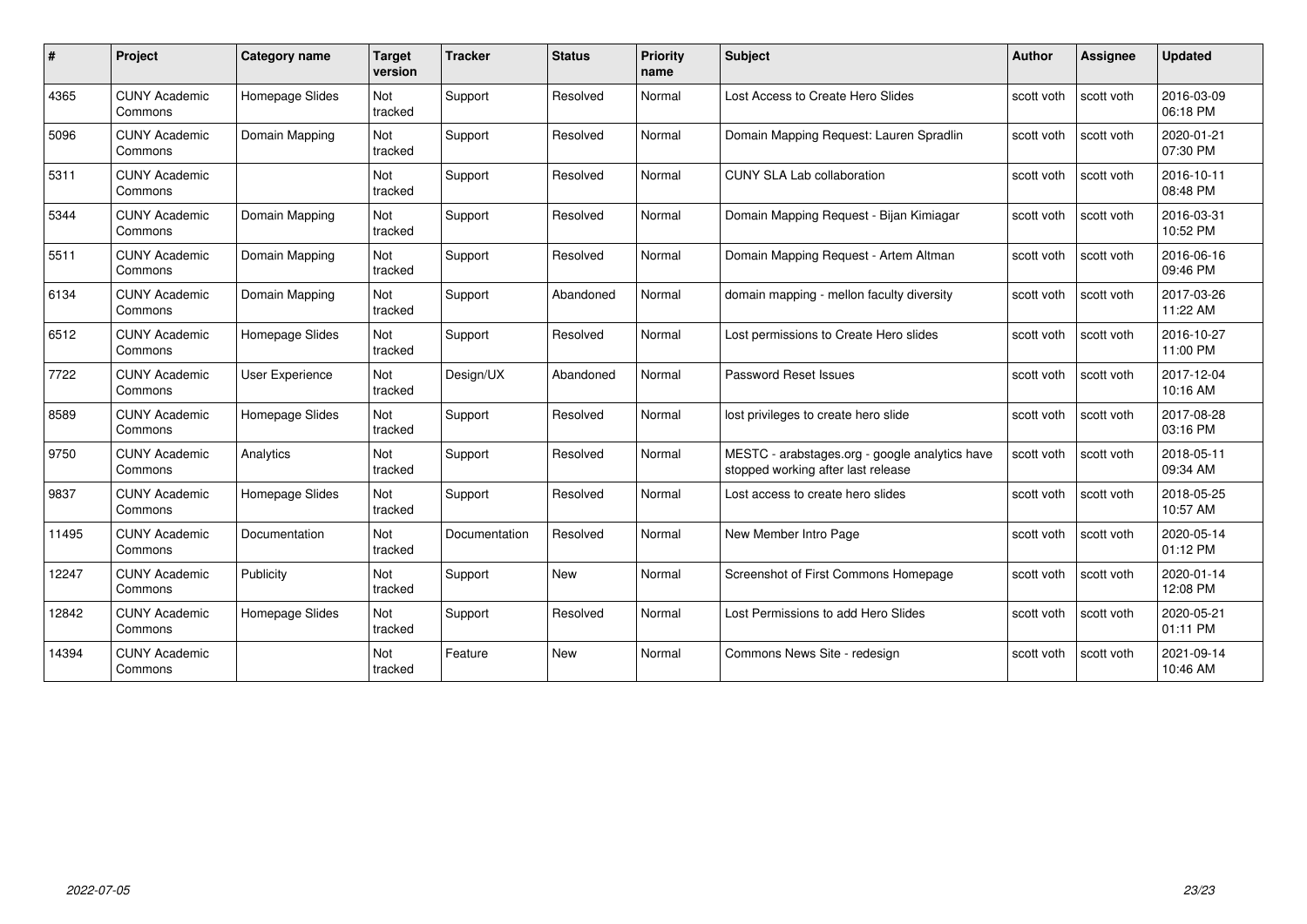| # | Project | Category name | Target version | Tracker | Status | Priority name | Subject | Author | Assignee | Updated |
|---|---|---|---|---|---|---|---|---|---|---|
| 4365 | CUNY Academic Commons | Homepage Slides | Not tracked | Support | Resolved | Normal | Lost Access to Create Hero Slides | scott voth | scott voth | 2016-03-09 06:18 PM |
| 5096 | CUNY Academic Commons | Domain Mapping | Not tracked | Support | Resolved | Normal | Domain Mapping Request: Lauren Spradlin | scott voth | scott voth | 2020-01-21 07:30 PM |
| 5311 | CUNY Academic Commons | | Not tracked | Support | Resolved | Normal | CUNY SLA Lab collaboration | scott voth | scott voth | 2016-10-11 08:48 PM |
| 5344 | CUNY Academic Commons | Domain Mapping | Not tracked | Support | Resolved | Normal | Domain Mapping Request - Bijan Kimiagar | scott voth | scott voth | 2016-03-31 10:52 PM |
| 5511 | CUNY Academic Commons | Domain Mapping | Not tracked | Support | Resolved | Normal | Domain Mapping Request - Artem Altman | scott voth | scott voth | 2016-06-16 09:46 PM |
| 6134 | CUNY Academic Commons | Domain Mapping | Not tracked | Support | Abandoned | Normal | domain mapping - mellon faculty diversity | scott voth | scott voth | 2017-03-26 11:22 AM |
| 6512 | CUNY Academic Commons | Homepage Slides | Not tracked | Support | Resolved | Normal | Lost permissions to Create Hero slides | scott voth | scott voth | 2016-10-27 11:00 PM |
| 7722 | CUNY Academic Commons | User Experience | Not tracked | Design/UX | Abandoned | Normal | Password Reset Issues | scott voth | scott voth | 2017-12-04 10:16 AM |
| 8589 | CUNY Academic Commons | Homepage Slides | Not tracked | Support | Resolved | Normal | lost privileges to create hero slide | scott voth | scott voth | 2017-08-28 03:16 PM |
| 9750 | CUNY Academic Commons | Analytics | Not tracked | Support | Resolved | Normal | MESTC - arabstages.org - google analytics have stopped working after last release | scott voth | scott voth | 2018-05-11 09:34 AM |
| 9837 | CUNY Academic Commons | Homepage Slides | Not tracked | Support | Resolved | Normal | Lost access to create hero slides | scott voth | scott voth | 2018-05-25 10:57 AM |
| 11495 | CUNY Academic Commons | Documentation | Not tracked | Documentation | Resolved | Normal | New Member Intro Page | scott voth | scott voth | 2020-05-14 01:12 PM |
| 12247 | CUNY Academic Commons | Publicity | Not tracked | Support | New | Normal | Screenshot of First Commons Homepage | scott voth | scott voth | 2020-01-14 12:08 PM |
| 12842 | CUNY Academic Commons | Homepage Slides | Not tracked | Support | Resolved | Normal | Lost Permissions to add Hero Slides | scott voth | scott voth | 2020-05-21 01:11 PM |
| 14394 | CUNY Academic Commons | | Not tracked | Feature | New | Normal | Commons News Site - redesign | scott voth | scott voth | 2021-09-14 10:46 AM |